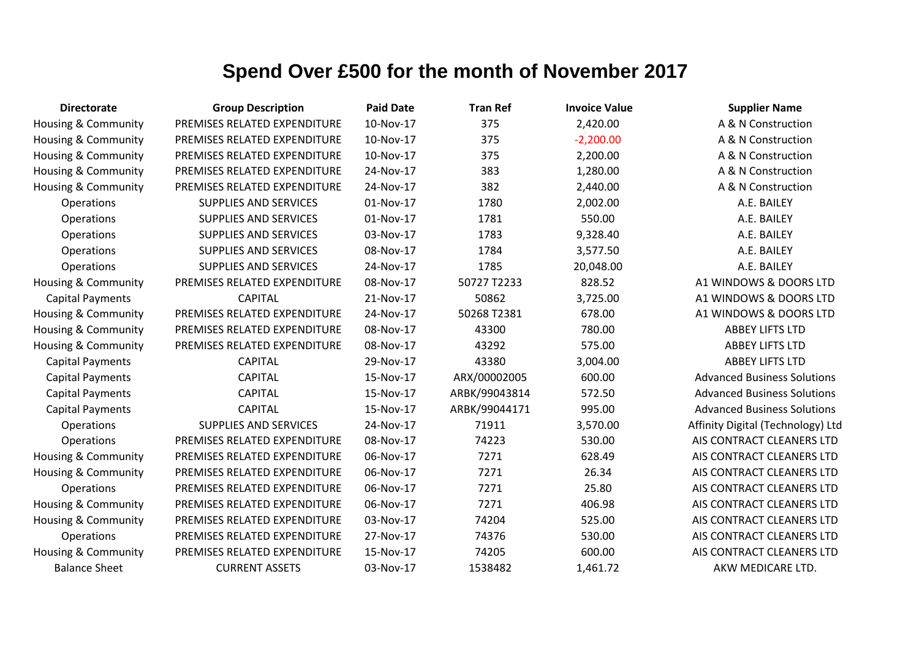# Spend Over £500 for the month of November 2017

| Directorate | Group Description | Paid Date | Tran Ref | Invoice Value | Supplier Name |
|---|---|---|---|---|---|
| Housing & Community | PREMISES RELATED EXPENDITURE | 10-Nov-17 | 375 | 2,420.00 | A & N Construction |
| Housing & Community | PREMISES RELATED EXPENDITURE | 10-Nov-17 | 375 | -2,200.00 | A & N Construction |
| Housing & Community | PREMISES RELATED EXPENDITURE | 10-Nov-17 | 375 | 2,200.00 | A & N Construction |
| Housing & Community | PREMISES RELATED EXPENDITURE | 24-Nov-17 | 383 | 1,280.00 | A & N Construction |
| Housing & Community | PREMISES RELATED EXPENDITURE | 24-Nov-17 | 382 | 2,440.00 | A & N Construction |
| Operations | SUPPLIES AND SERVICES | 01-Nov-17 | 1780 | 2,002.00 | A.E. BAILEY |
| Operations | SUPPLIES AND SERVICES | 01-Nov-17 | 1781 | 550.00 | A.E. BAILEY |
| Operations | SUPPLIES AND SERVICES | 03-Nov-17 | 1783 | 9,328.40 | A.E. BAILEY |
| Operations | SUPPLIES AND SERVICES | 08-Nov-17 | 1784 | 3,577.50 | A.E. BAILEY |
| Operations | SUPPLIES AND SERVICES | 24-Nov-17 | 1785 | 20,048.00 | A.E. BAILEY |
| Housing & Community | PREMISES RELATED EXPENDITURE | 08-Nov-17 | 50727 T2233 | 828.52 | A1 WINDOWS & DOORS LTD |
| Capital Payments | CAPITAL | 21-Nov-17 | 50862 | 3,725.00 | A1 WINDOWS & DOORS LTD |
| Housing & Community | PREMISES RELATED EXPENDITURE | 24-Nov-17 | 50268 T2381 | 678.00 | A1 WINDOWS & DOORS LTD |
| Housing & Community | PREMISES RELATED EXPENDITURE | 08-Nov-17 | 43300 | 780.00 | ABBEY LIFTS LTD |
| Housing & Community | PREMISES RELATED EXPENDITURE | 08-Nov-17 | 43292 | 575.00 | ABBEY LIFTS LTD |
| Capital Payments | CAPITAL | 29-Nov-17 | 43380 | 3,004.00 | ABBEY LIFTS LTD |
| Capital Payments | CAPITAL | 15-Nov-17 | ARX/00002005 | 600.00 | Advanced Business Solutions |
| Capital Payments | CAPITAL | 15-Nov-17 | ARBK/99043814 | 572.50 | Advanced Business Solutions |
| Capital Payments | CAPITAL | 15-Nov-17 | ARBK/99044171 | 995.00 | Advanced Business Solutions |
| Operations | SUPPLIES AND SERVICES | 24-Nov-17 | 71911 | 3,570.00 | Affinity Digital (Technology) Ltd |
| Operations | PREMISES RELATED EXPENDITURE | 08-Nov-17 | 74223 | 530.00 | AIS CONTRACT CLEANERS LTD |
| Housing & Community | PREMISES RELATED EXPENDITURE | 06-Nov-17 | 7271 | 628.49 | AIS CONTRACT CLEANERS LTD |
| Housing & Community | PREMISES RELATED EXPENDITURE | 06-Nov-17 | 7271 | 26.34 | AIS CONTRACT CLEANERS LTD |
| Operations | PREMISES RELATED EXPENDITURE | 06-Nov-17 | 7271 | 25.80 | AIS CONTRACT CLEANERS LTD |
| Housing & Community | PREMISES RELATED EXPENDITURE | 06-Nov-17 | 7271 | 406.98 | AIS CONTRACT CLEANERS LTD |
| Housing & Community | PREMISES RELATED EXPENDITURE | 03-Nov-17 | 74204 | 525.00 | AIS CONTRACT CLEANERS LTD |
| Operations | PREMISES RELATED EXPENDITURE | 27-Nov-17 | 74376 | 530.00 | AIS CONTRACT CLEANERS LTD |
| Housing & Community | PREMISES RELATED EXPENDITURE | 15-Nov-17 | 74205 | 600.00 | AIS CONTRACT CLEANERS LTD |
| Balance Sheet | CURRENT ASSETS | 03-Nov-17 | 1538482 | 1,461.72 | AKW MEDICARE LTD. |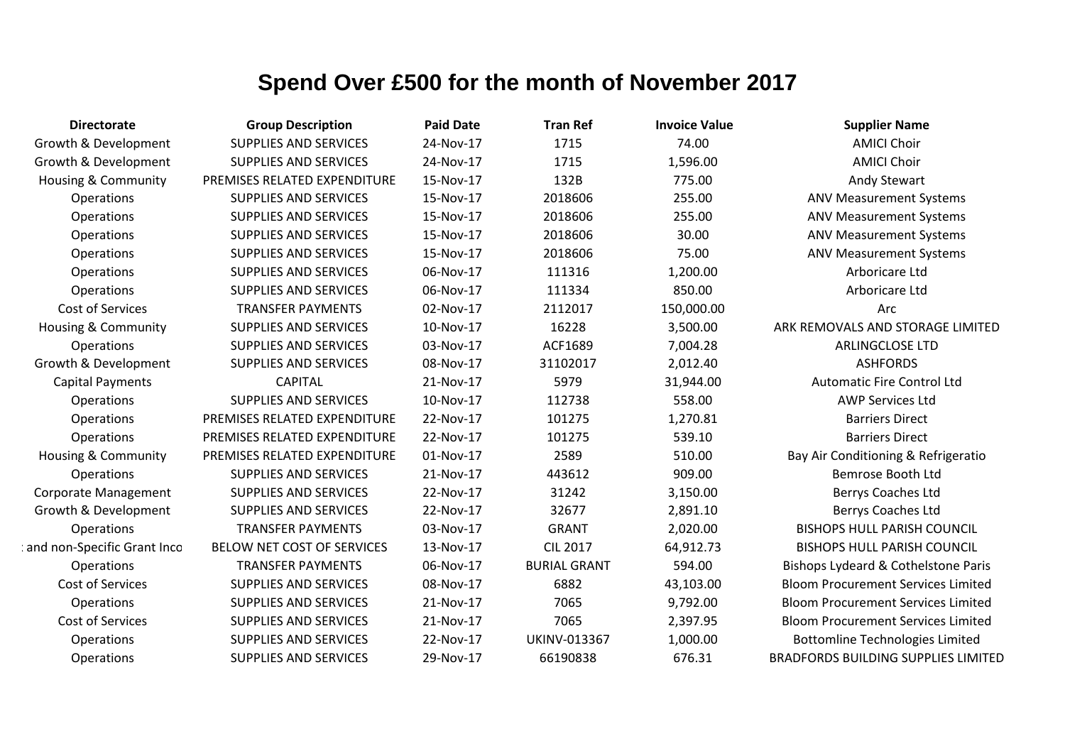# Spend Over £500 for the month of November 2017

| Directorate | Group Description | Paid Date | Tran Ref | Invoice Value | Supplier Name |
|---|---|---|---|---|---|
| Growth & Development | SUPPLIES AND SERVICES | 24-Nov-17 | 1715 | 74.00 | AMICI Choir |
| Growth & Development | SUPPLIES AND SERVICES | 24-Nov-17 | 1715 | 1,596.00 | AMICI Choir |
| Housing & Community | PREMISES RELATED EXPENDITURE | 15-Nov-17 | 132B | 775.00 | Andy Stewart |
| Operations | SUPPLIES AND SERVICES | 15-Nov-17 | 2018606 | 255.00 | ANV Measurement Systems |
| Operations | SUPPLIES AND SERVICES | 15-Nov-17 | 2018606 | 255.00 | ANV Measurement Systems |
| Operations | SUPPLIES AND SERVICES | 15-Nov-17 | 2018606 | 30.00 | ANV Measurement Systems |
| Operations | SUPPLIES AND SERVICES | 15-Nov-17 | 2018606 | 75.00 | ANV Measurement Systems |
| Operations | SUPPLIES AND SERVICES | 06-Nov-17 | 111316 | 1,200.00 | Arboricare Ltd |
| Operations | SUPPLIES AND SERVICES | 06-Nov-17 | 111334 | 850.00 | Arboricare Ltd |
| Cost of Services | TRANSFER PAYMENTS | 02-Nov-17 | 2112017 | 150,000.00 | Arc |
| Housing & Community | SUPPLIES AND SERVICES | 10-Nov-17 | 16228 | 3,500.00 | ARK REMOVALS AND STORAGE LIMITED |
| Operations | SUPPLIES AND SERVICES | 03-Nov-17 | ACF1689 | 7,004.28 | ARLINGCLOSE LTD |
| Growth & Development | SUPPLIES AND SERVICES | 08-Nov-17 | 31102017 | 2,012.40 | ASHFORDS |
| Capital Payments | CAPITAL | 21-Nov-17 | 5979 | 31,944.00 | Automatic Fire Control Ltd |
| Operations | SUPPLIES AND SERVICES | 10-Nov-17 | 112738 | 558.00 | AWP Services Ltd |
| Operations | PREMISES RELATED EXPENDITURE | 22-Nov-17 | 101275 | 1,270.81 | Barriers Direct |
| Operations | PREMISES RELATED EXPENDITURE | 22-Nov-17 | 101275 | 539.10 | Barriers Direct |
| Housing & Community | PREMISES RELATED EXPENDITURE | 01-Nov-17 | 2589 | 510.00 | Bay Air Conditioning & Refrigeratio |
| Operations | SUPPLIES AND SERVICES | 21-Nov-17 | 443612 | 909.00 | Bemrose Booth Ltd |
| Corporate Management | SUPPLIES AND SERVICES | 22-Nov-17 | 31242 | 3,150.00 | Berrys Coaches Ltd |
| Growth & Development | SUPPLIES AND SERVICES | 22-Nov-17 | 32677 | 2,891.10 | Berrys Coaches Ltd |
| Operations | TRANSFER PAYMENTS | 03-Nov-17 | GRANT | 2,020.00 | BISHOPS HULL PARISH COUNCIL |
| : and non-Specific Grant Inco | BELOW NET COST OF SERVICES | 13-Nov-17 | CIL 2017 | 64,912.73 | BISHOPS HULL PARISH COUNCIL |
| Operations | TRANSFER PAYMENTS | 06-Nov-17 | BURIAL GRANT | 594.00 | Bishops Lydeard & Cothelstone Paris |
| Cost of Services | SUPPLIES AND SERVICES | 08-Nov-17 | 6882 | 43,103.00 | Bloom Procurement Services Limited |
| Operations | SUPPLIES AND SERVICES | 21-Nov-17 | 7065 | 9,792.00 | Bloom Procurement Services Limited |
| Cost of Services | SUPPLIES AND SERVICES | 21-Nov-17 | 7065 | 2,397.95 | Bloom Procurement Services Limited |
| Operations | SUPPLIES AND SERVICES | 22-Nov-17 | UKINV-013367 | 1,000.00 | Bottomline Technologies Limited |
| Operations | SUPPLIES AND SERVICES | 29-Nov-17 | 66190838 | 676.31 | BRADFORDS BUILDING SUPPLIES LIMITED |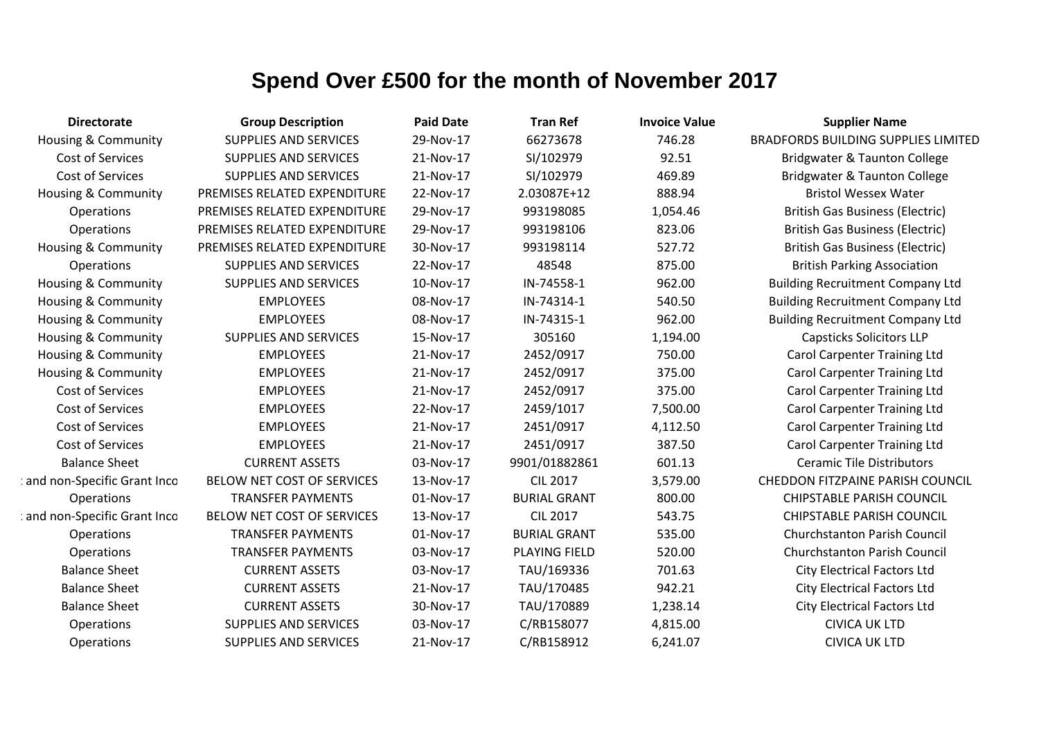# Spend Over £500 for the month of November 2017

| Directorate | Group Description | Paid Date | Tran Ref | Invoice Value | Supplier Name |
|---|---|---|---|---|---|
| Housing & Community | SUPPLIES AND SERVICES | 29-Nov-17 | 66273678 | 746.28 | BRADFORDS BUILDING SUPPLIES LIMITED |
| Cost of Services | SUPPLIES AND SERVICES | 21-Nov-17 | SI/102979 | 92.51 | Bridgwater & Taunton College |
| Cost of Services | SUPPLIES AND SERVICES | 21-Nov-17 | SI/102979 | 469.89 | Bridgwater & Taunton College |
| Housing & Community | PREMISES RELATED EXPENDITURE | 22-Nov-17 | 2.03087E+12 | 888.94 | Bristol Wessex Water |
| Operations | PREMISES RELATED EXPENDITURE | 29-Nov-17 | 993198085 | 1,054.46 | British Gas Business (Electric) |
| Operations | PREMISES RELATED EXPENDITURE | 29-Nov-17 | 993198106 | 823.06 | British Gas Business (Electric) |
| Housing & Community | PREMISES RELATED EXPENDITURE | 30-Nov-17 | 993198114 | 527.72 | British Gas Business (Electric) |
| Operations | SUPPLIES AND SERVICES | 22-Nov-17 | 48548 | 875.00 | British Parking Association |
| Housing & Community | SUPPLIES AND SERVICES | 10-Nov-17 | IN-74558-1 | 962.00 | Building Recruitment Company Ltd |
| Housing & Community | EMPLOYEES | 08-Nov-17 | IN-74314-1 | 540.50 | Building Recruitment Company Ltd |
| Housing & Community | EMPLOYEES | 08-Nov-17 | IN-74315-1 | 962.00 | Building Recruitment Company Ltd |
| Housing & Community | SUPPLIES AND SERVICES | 15-Nov-17 | 305160 | 1,194.00 | Capsticks Solicitors LLP |
| Housing & Community | EMPLOYEES | 21-Nov-17 | 2452/0917 | 750.00 | Carol Carpenter Training Ltd |
| Housing & Community | EMPLOYEES | 21-Nov-17 | 2452/0917 | 375.00 | Carol Carpenter Training Ltd |
| Cost of Services | EMPLOYEES | 21-Nov-17 | 2452/0917 | 375.00 | Carol Carpenter Training Ltd |
| Cost of Services | EMPLOYEES | 22-Nov-17 | 2459/1017 | 7,500.00 | Carol Carpenter Training Ltd |
| Cost of Services | EMPLOYEES | 21-Nov-17 | 2451/0917 | 4,112.50 | Carol Carpenter Training Ltd |
| Cost of Services | EMPLOYEES | 21-Nov-17 | 2451/0917 | 387.50 | Carol Carpenter Training Ltd |
| Balance Sheet | CURRENT ASSETS | 03-Nov-17 | 9901/01882861 | 601.13 | Ceramic Tile Distributors |
| : and non-Specific Grant Inco | BELOW NET COST OF SERVICES | 13-Nov-17 | CIL 2017 | 3,579.00 | CHEDDON FITZPAINE PARISH COUNCIL |
| Operations | TRANSFER PAYMENTS | 01-Nov-17 | BURIAL GRANT | 800.00 | CHIPSTABLE PARISH COUNCIL |
| : and non-Specific Grant Inco | BELOW NET COST OF SERVICES | 13-Nov-17 | CIL 2017 | 543.75 | CHIPSTABLE PARISH COUNCIL |
| Operations | TRANSFER PAYMENTS | 01-Nov-17 | BURIAL GRANT | 535.00 | Churchstanton Parish Council |
| Operations | TRANSFER PAYMENTS | 03-Nov-17 | PLAYING FIELD | 520.00 | Churchstanton Parish Council |
| Balance Sheet | CURRENT ASSETS | 03-Nov-17 | TAU/169336 | 701.63 | City Electrical Factors Ltd |
| Balance Sheet | CURRENT ASSETS | 21-Nov-17 | TAU/170485 | 942.21 | City Electrical Factors Ltd |
| Balance Sheet | CURRENT ASSETS | 30-Nov-17 | TAU/170889 | 1,238.14 | City Electrical Factors Ltd |
| Operations | SUPPLIES AND SERVICES | 03-Nov-17 | C/RB158077 | 4,815.00 | CIVICA UK LTD |
| Operations | SUPPLIES AND SERVICES | 21-Nov-17 | C/RB158912 | 6,241.07 | CIVICA UK LTD |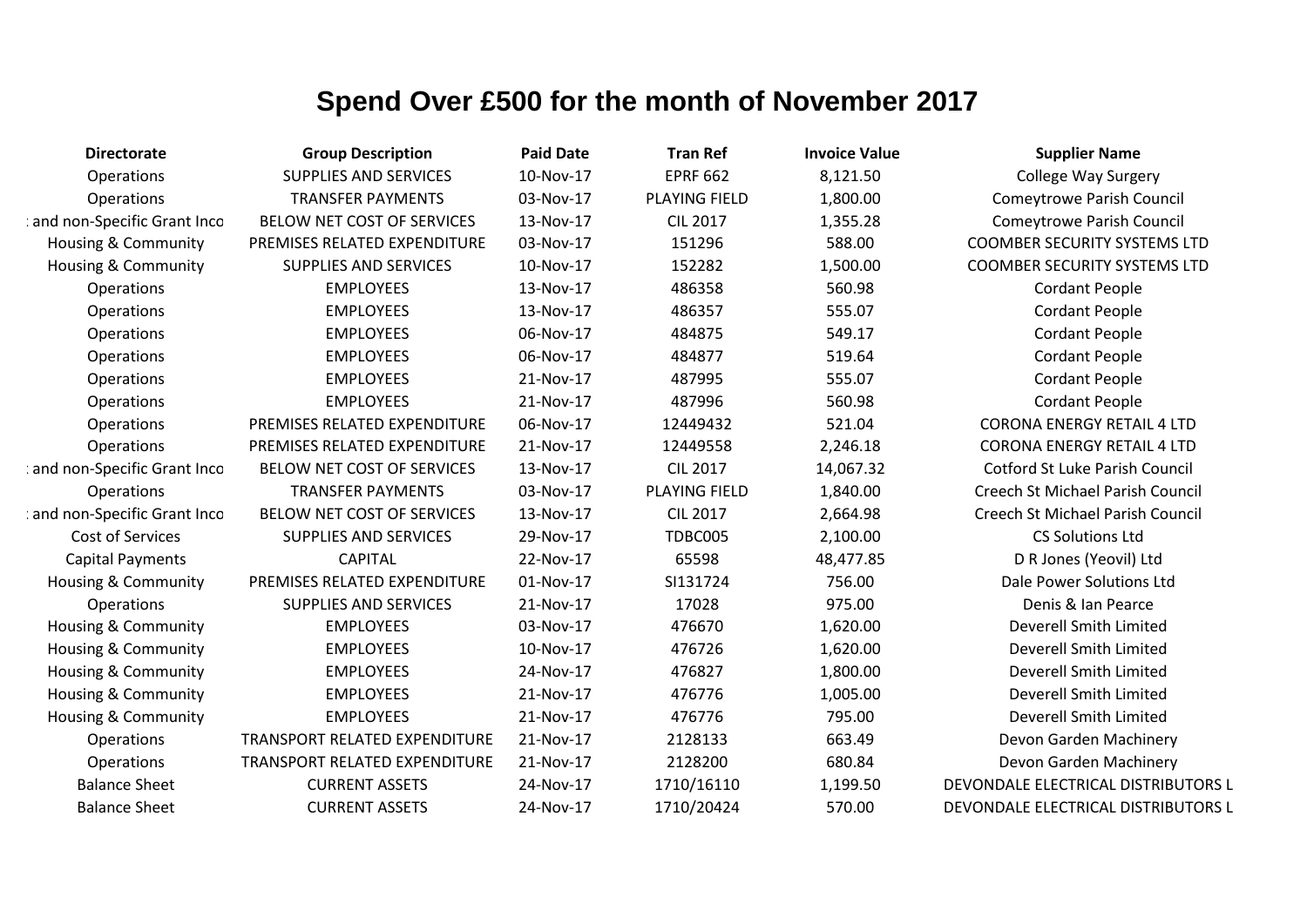# Spend Over £500 for the month of November 2017

| Directorate | Group Description | Paid Date | Tran Ref | Invoice Value | Supplier Name |
|---|---|---|---|---|---|
| Operations | SUPPLIES AND SERVICES | 10-Nov-17 | EPRF 662 | 8,121.50 | College Way Surgery |
| Operations | TRANSFER PAYMENTS | 03-Nov-17 | PLAYING FIELD | 1,800.00 | Comeytrowe Parish Council |
| : and non-Specific Grant Inco | BELOW NET COST OF SERVICES | 13-Nov-17 | CIL 2017 | 1,355.28 | Comeytrowe Parish Council |
| Housing & Community | PREMISES RELATED EXPENDITURE | 03-Nov-17 | 151296 | 588.00 | COOMBER SECURITY SYSTEMS LTD |
| Housing & Community | SUPPLIES AND SERVICES | 10-Nov-17 | 152282 | 1,500.00 | COOMBER SECURITY SYSTEMS LTD |
| Operations | EMPLOYEES | 13-Nov-17 | 486358 | 560.98 | Cordant People |
| Operations | EMPLOYEES | 13-Nov-17 | 486357 | 555.07 | Cordant People |
| Operations | EMPLOYEES | 06-Nov-17 | 484875 | 549.17 | Cordant People |
| Operations | EMPLOYEES | 06-Nov-17 | 484877 | 519.64 | Cordant People |
| Operations | EMPLOYEES | 21-Nov-17 | 487995 | 555.07 | Cordant People |
| Operations | EMPLOYEES | 21-Nov-17 | 487996 | 560.98 | Cordant People |
| Operations | PREMISES RELATED EXPENDITURE | 06-Nov-17 | 12449432 | 521.04 | CORONA ENERGY RETAIL 4 LTD |
| Operations | PREMISES RELATED EXPENDITURE | 21-Nov-17 | 12449558 | 2,246.18 | CORONA ENERGY RETAIL 4 LTD |
| : and non-Specific Grant Inco | BELOW NET COST OF SERVICES | 13-Nov-17 | CIL 2017 | 14,067.32 | Cotford St Luke Parish Council |
| Operations | TRANSFER PAYMENTS | 03-Nov-17 | PLAYING FIELD | 1,840.00 | Creech St Michael Parish Council |
| : and non-Specific Grant Inco | BELOW NET COST OF SERVICES | 13-Nov-17 | CIL 2017 | 2,664.98 | Creech St Michael Parish Council |
| Cost of Services | SUPPLIES AND SERVICES | 29-Nov-17 | TDBC005 | 2,100.00 | CS Solutions Ltd |
| Capital Payments | CAPITAL | 22-Nov-17 | 65598 | 48,477.85 | D R Jones (Yeovil) Ltd |
| Housing & Community | PREMISES RELATED EXPENDITURE | 01-Nov-17 | SI131724 | 756.00 | Dale Power Solutions Ltd |
| Operations | SUPPLIES AND SERVICES | 21-Nov-17 | 17028 | 975.00 | Denis & Ian Pearce |
| Housing & Community | EMPLOYEES | 03-Nov-17 | 476670 | 1,620.00 | Deverell Smith Limited |
| Housing & Community | EMPLOYEES | 10-Nov-17 | 476726 | 1,620.00 | Deverell Smith Limited |
| Housing & Community | EMPLOYEES | 24-Nov-17 | 476827 | 1,800.00 | Deverell Smith Limited |
| Housing & Community | EMPLOYEES | 21-Nov-17 | 476776 | 1,005.00 | Deverell Smith Limited |
| Housing & Community | EMPLOYEES | 21-Nov-17 | 476776 | 795.00 | Deverell Smith Limited |
| Operations | TRANSPORT RELATED EXPENDITURE | 21-Nov-17 | 2128133 | 663.49 | Devon Garden Machinery |
| Operations | TRANSPORT RELATED EXPENDITURE | 21-Nov-17 | 2128200 | 680.84 | Devon Garden Machinery |
| Balance Sheet | CURRENT ASSETS | 24-Nov-17 | 1710/16110 | 1,199.50 | DEVONDALE ELECTRICAL DISTRIBUTORS L |
| Balance Sheet | CURRENT ASSETS | 24-Nov-17 | 1710/20424 | 570.00 | DEVONDALE ELECTRICAL DISTRIBUTORS L |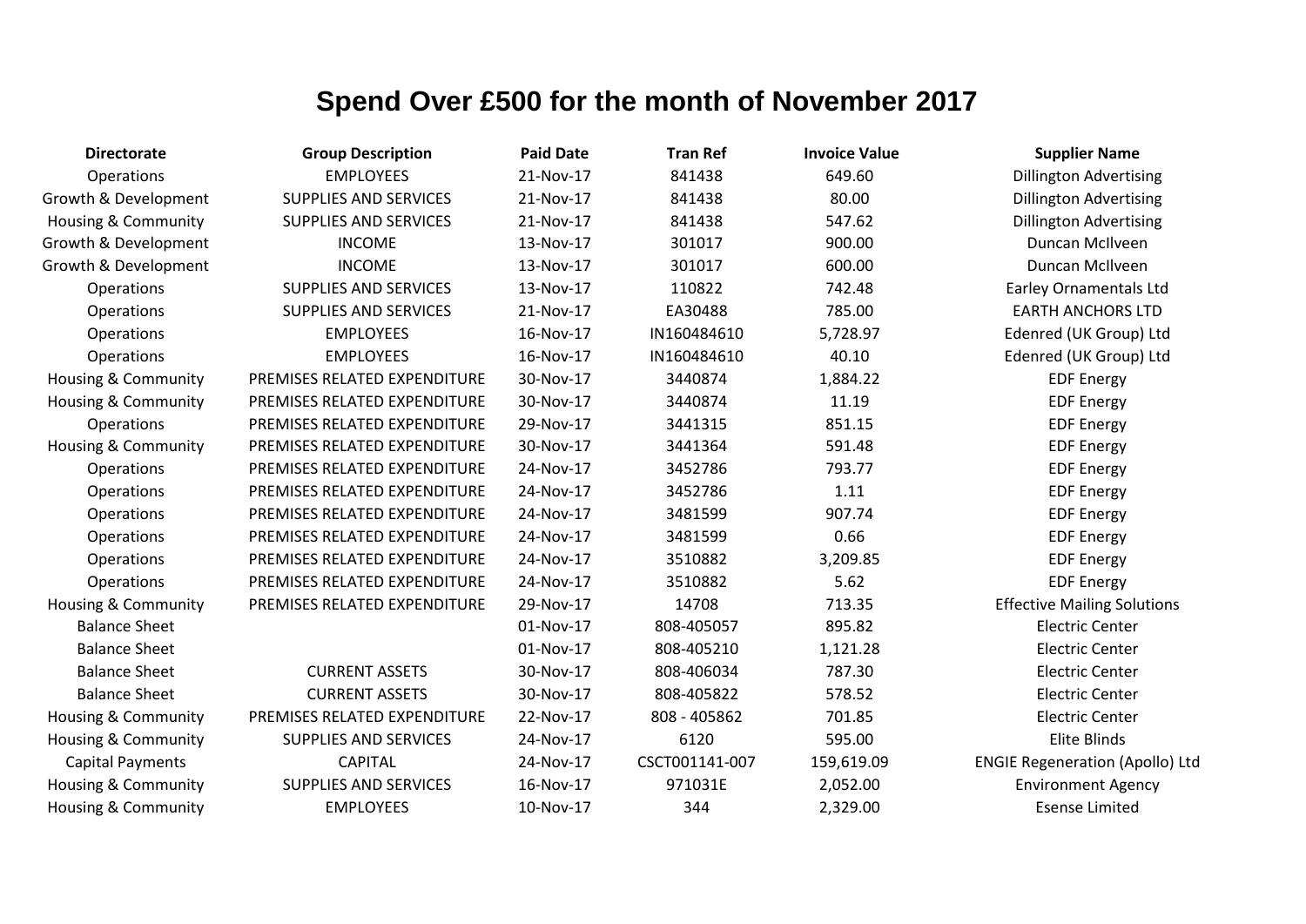# Spend Over £500 for the month of November 2017

| Directorate | Group Description | Paid Date | Tran Ref | Invoice Value | Supplier Name |
|---|---|---|---|---|---|
| Operations | EMPLOYEES | 21-Nov-17 | 841438 | 649.60 | Dillington Advertising |
| Growth & Development | SUPPLIES AND SERVICES | 21-Nov-17 | 841438 | 80.00 | Dillington Advertising |
| Housing & Community | SUPPLIES AND SERVICES | 21-Nov-17 | 841438 | 547.62 | Dillington Advertising |
| Growth & Development | INCOME | 13-Nov-17 | 301017 | 900.00 | Duncan McIlveen |
| Growth & Development | INCOME | 13-Nov-17 | 301017 | 600.00 | Duncan McIlveen |
| Operations | SUPPLIES AND SERVICES | 13-Nov-17 | 110822 | 742.48 | Earley Ornamentals Ltd |
| Operations | SUPPLIES AND SERVICES | 21-Nov-17 | EA30488 | 785.00 | EARTH ANCHORS LTD |
| Operations | EMPLOYEES | 16-Nov-17 | IN160484610 | 5,728.97 | Edenred (UK Group) Ltd |
| Operations | EMPLOYEES | 16-Nov-17 | IN160484610 | 40.10 | Edenred (UK Group) Ltd |
| Housing & Community | PREMISES RELATED EXPENDITURE | 30-Nov-17 | 3440874 | 1,884.22 | EDF Energy |
| Housing & Community | PREMISES RELATED EXPENDITURE | 30-Nov-17 | 3440874 | 11.19 | EDF Energy |
| Operations | PREMISES RELATED EXPENDITURE | 29-Nov-17 | 3441315 | 851.15 | EDF Energy |
| Housing & Community | PREMISES RELATED EXPENDITURE | 30-Nov-17 | 3441364 | 591.48 | EDF Energy |
| Operations | PREMISES RELATED EXPENDITURE | 24-Nov-17 | 3452786 | 793.77 | EDF Energy |
| Operations | PREMISES RELATED EXPENDITURE | 24-Nov-17 | 3452786 | 1.11 | EDF Energy |
| Operations | PREMISES RELATED EXPENDITURE | 24-Nov-17 | 3481599 | 907.74 | EDF Energy |
| Operations | PREMISES RELATED EXPENDITURE | 24-Nov-17 | 3481599 | 0.66 | EDF Energy |
| Operations | PREMISES RELATED EXPENDITURE | 24-Nov-17 | 3510882 | 3,209.85 | EDF Energy |
| Operations | PREMISES RELATED EXPENDITURE | 24-Nov-17 | 3510882 | 5.62 | EDF Energy |
| Housing & Community | PREMISES RELATED EXPENDITURE | 29-Nov-17 | 14708 | 713.35 | Effective Mailing Solutions |
| Balance Sheet | | 01-Nov-17 | 808-405057 | 895.82 | Electric Center |
| Balance Sheet | | 01-Nov-17 | 808-405210 | 1,121.28 | Electric Center |
| Balance Sheet | CURRENT ASSETS | 30-Nov-17 | 808-406034 | 787.30 | Electric Center |
| Balance Sheet | CURRENT ASSETS | 30-Nov-17 | 808-405822 | 578.52 | Electric Center |
| Housing & Community | PREMISES RELATED EXPENDITURE | 22-Nov-17 | 808 - 405862 | 701.85 | Electric Center |
| Housing & Community | SUPPLIES AND SERVICES | 24-Nov-17 | 6120 | 595.00 | Elite Blinds |
| Capital Payments | CAPITAL | 24-Nov-17 | CSCT001141-007 | 159,619.09 | ENGIE Regeneration (Apollo) Ltd |
| Housing & Community | SUPPLIES AND SERVICES | 16-Nov-17 | 971031E | 2,052.00 | Environment Agency |
| Housing & Community | EMPLOYEES | 10-Nov-17 | 344 | 2,329.00 | Esense Limited |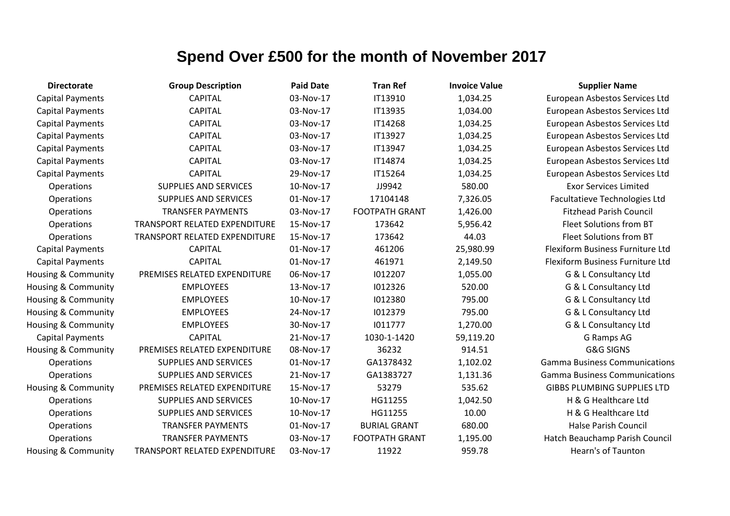# Spend Over £500 for the month of November 2017

| Directorate | Group Description | Paid Date | Tran Ref | Invoice Value | Supplier Name |
|---|---|---|---|---|---|
| Capital Payments | CAPITAL | 03-Nov-17 | IT13910 | 1,034.25 | European Asbestos Services Ltd |
| Capital Payments | CAPITAL | 03-Nov-17 | IT13935 | 1,034.00 | European Asbestos Services Ltd |
| Capital Payments | CAPITAL | 03-Nov-17 | IT14268 | 1,034.25 | European Asbestos Services Ltd |
| Capital Payments | CAPITAL | 03-Nov-17 | IT13927 | 1,034.25 | European Asbestos Services Ltd |
| Capital Payments | CAPITAL | 03-Nov-17 | IT13947 | 1,034.25 | European Asbestos Services Ltd |
| Capital Payments | CAPITAL | 03-Nov-17 | IT14874 | 1,034.25 | European Asbestos Services Ltd |
| Capital Payments | CAPITAL | 29-Nov-17 | IT15264 | 1,034.25 | European Asbestos Services Ltd |
| Operations | SUPPLIES AND SERVICES | 10-Nov-17 | JJ9942 | 580.00 | Exor Services Limited |
| Operations | SUPPLIES AND SERVICES | 01-Nov-17 | 17104148 | 7,326.05 | Facultatieve Technologies Ltd |
| Operations | TRANSFER PAYMENTS | 03-Nov-17 | FOOTPATH GRANT | 1,426.00 | Fitzhead Parish Council |
| Operations | TRANSPORT RELATED EXPENDITURE | 15-Nov-17 | 173642 | 5,956.42 | Fleet Solutions from BT |
| Operations | TRANSPORT RELATED EXPENDITURE | 15-Nov-17 | 173642 | 44.03 | Fleet Solutions from BT |
| Capital Payments | CAPITAL | 01-Nov-17 | 461206 | 25,980.99 | Flexiform Business Furniture Ltd |
| Capital Payments | CAPITAL | 01-Nov-17 | 461971 | 2,149.50 | Flexiform Business Furniture Ltd |
| Housing & Community | PREMISES RELATED EXPENDITURE | 06-Nov-17 | I012207 | 1,055.00 | G & L Consultancy Ltd |
| Housing & Community | EMPLOYEES | 13-Nov-17 | I012326 | 520.00 | G & L Consultancy Ltd |
| Housing & Community | EMPLOYEES | 10-Nov-17 | I012380 | 795.00 | G & L Consultancy Ltd |
| Housing & Community | EMPLOYEES | 24-Nov-17 | I012379 | 795.00 | G & L Consultancy Ltd |
| Housing & Community | EMPLOYEES | 30-Nov-17 | I011777 | 1,270.00 | G & L Consultancy Ltd |
| Capital Payments | CAPITAL | 21-Nov-17 | 1030-1-1420 | 59,119.20 | G Ramps AG |
| Housing & Community | PREMISES RELATED EXPENDITURE | 08-Nov-17 | 36232 | 914.51 | G&G SIGNS |
| Operations | SUPPLIES AND SERVICES | 01-Nov-17 | GA1378432 | 1,102.02 | Gamma Business Communications |
| Operations | SUPPLIES AND SERVICES | 21-Nov-17 | GA1383727 | 1,131.36 | Gamma Business Communications |
| Housing & Community | PREMISES RELATED EXPENDITURE | 15-Nov-17 | 53279 | 535.62 | GIBBS PLUMBING SUPPLIES LTD |
| Operations | SUPPLIES AND SERVICES | 10-Nov-17 | HG11255 | 1,042.50 | H & G Healthcare Ltd |
| Operations | SUPPLIES AND SERVICES | 10-Nov-17 | HG11255 | 10.00 | H & G Healthcare Ltd |
| Operations | TRANSFER PAYMENTS | 01-Nov-17 | BURIAL GRANT | 680.00 | Halse Parish Council |
| Operations | TRANSFER PAYMENTS | 03-Nov-17 | FOOTPATH GRANT | 1,195.00 | Hatch Beauchamp Parish Council |
| Housing & Community | TRANSPORT RELATED EXPENDITURE | 03-Nov-17 | 11922 | 959.78 | Hearn's of Taunton |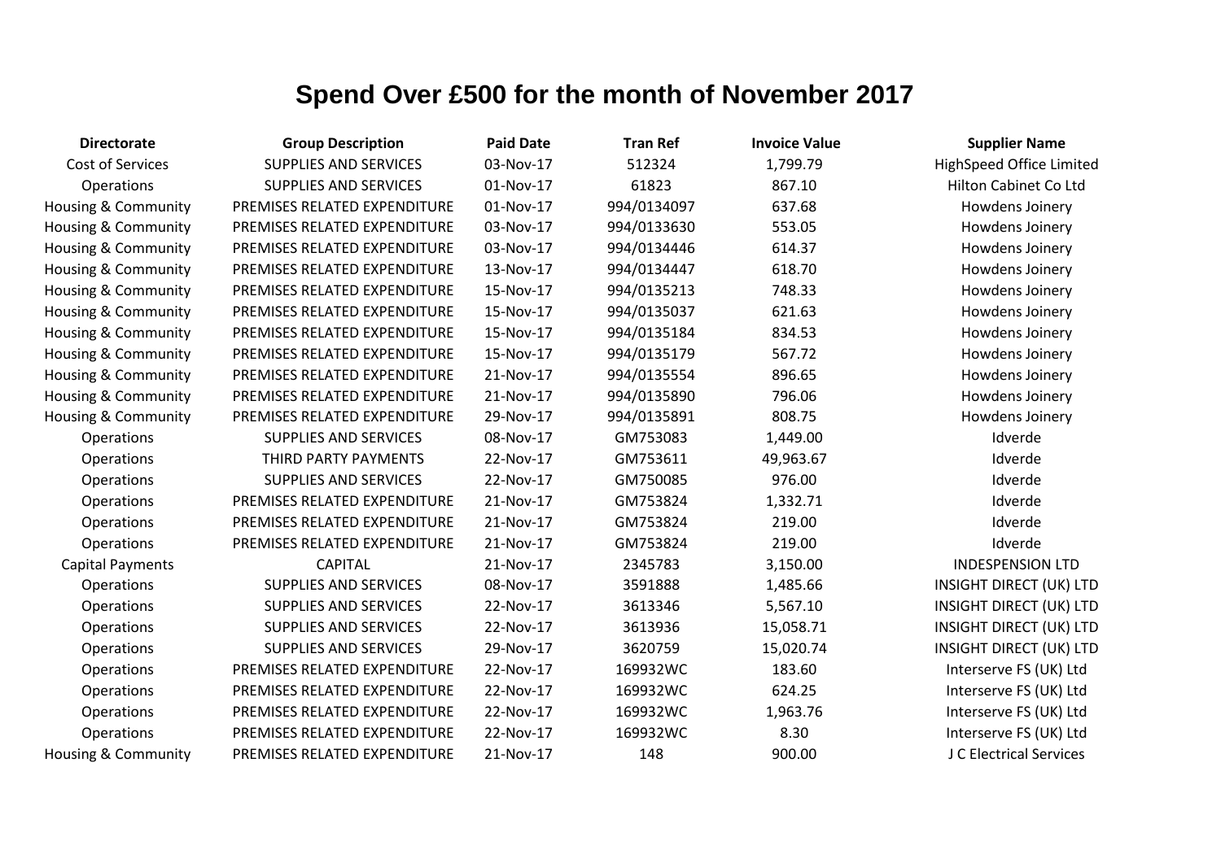# Spend Over £500 for the month of November 2017

| Directorate | Group Description | Paid Date | Tran Ref | Invoice Value | Supplier Name |
|---|---|---|---|---|---|
| Cost of Services | SUPPLIES AND SERVICES | 03-Nov-17 | 512324 | 1,799.79 | HighSpeed Office Limited |
| Operations | SUPPLIES AND SERVICES | 01-Nov-17 | 61823 | 867.10 | Hilton Cabinet Co Ltd |
| Housing & Community | PREMISES RELATED EXPENDITURE | 01-Nov-17 | 994/0134097 | 637.68 | Howdens Joinery |
| Housing & Community | PREMISES RELATED EXPENDITURE | 03-Nov-17 | 994/0133630 | 553.05 | Howdens Joinery |
| Housing & Community | PREMISES RELATED EXPENDITURE | 03-Nov-17 | 994/0134446 | 614.37 | Howdens Joinery |
| Housing & Community | PREMISES RELATED EXPENDITURE | 13-Nov-17 | 994/0134447 | 618.70 | Howdens Joinery |
| Housing & Community | PREMISES RELATED EXPENDITURE | 15-Nov-17 | 994/0135213 | 748.33 | Howdens Joinery |
| Housing & Community | PREMISES RELATED EXPENDITURE | 15-Nov-17 | 994/0135037 | 621.63 | Howdens Joinery |
| Housing & Community | PREMISES RELATED EXPENDITURE | 15-Nov-17 | 994/0135184 | 834.53 | Howdens Joinery |
| Housing & Community | PREMISES RELATED EXPENDITURE | 15-Nov-17 | 994/0135179 | 567.72 | Howdens Joinery |
| Housing & Community | PREMISES RELATED EXPENDITURE | 21-Nov-17 | 994/0135554 | 896.65 | Howdens Joinery |
| Housing & Community | PREMISES RELATED EXPENDITURE | 21-Nov-17 | 994/0135890 | 796.06 | Howdens Joinery |
| Housing & Community | PREMISES RELATED EXPENDITURE | 29-Nov-17 | 994/0135891 | 808.75 | Howdens Joinery |
| Operations | SUPPLIES AND SERVICES | 08-Nov-17 | GM753083 | 1,449.00 | Idverde |
| Operations | THIRD PARTY PAYMENTS | 22-Nov-17 | GM753611 | 49,963.67 | Idverde |
| Operations | SUPPLIES AND SERVICES | 22-Nov-17 | GM750085 | 976.00 | Idverde |
| Operations | PREMISES RELATED EXPENDITURE | 21-Nov-17 | GM753824 | 1,332.71 | Idverde |
| Operations | PREMISES RELATED EXPENDITURE | 21-Nov-17 | GM753824 | 219.00 | Idverde |
| Operations | PREMISES RELATED EXPENDITURE | 21-Nov-17 | GM753824 | 219.00 | Idverde |
| Capital Payments | CAPITAL | 21-Nov-17 | 2345783 | 3,150.00 | INDESPENSION LTD |
| Operations | SUPPLIES AND SERVICES | 08-Nov-17 | 3591888 | 1,485.66 | INSIGHT DIRECT (UK) LTD |
| Operations | SUPPLIES AND SERVICES | 22-Nov-17 | 3613346 | 5,567.10 | INSIGHT DIRECT (UK) LTD |
| Operations | SUPPLIES AND SERVICES | 22-Nov-17 | 3613936 | 15,058.71 | INSIGHT DIRECT (UK) LTD |
| Operations | SUPPLIES AND SERVICES | 29-Nov-17 | 3620759 | 15,020.74 | INSIGHT DIRECT (UK) LTD |
| Operations | PREMISES RELATED EXPENDITURE | 22-Nov-17 | 169932WC | 183.60 | Interserve FS (UK) Ltd |
| Operations | PREMISES RELATED EXPENDITURE | 22-Nov-17 | 169932WC | 624.25 | Interserve FS (UK) Ltd |
| Operations | PREMISES RELATED EXPENDITURE | 22-Nov-17 | 169932WC | 1,963.76 | Interserve FS (UK) Ltd |
| Operations | PREMISES RELATED EXPENDITURE | 22-Nov-17 | 169932WC | 8.30 | Interserve FS (UK) Ltd |
| Housing & Community | PREMISES RELATED EXPENDITURE | 21-Nov-17 | 148 | 900.00 | J C Electrical Services |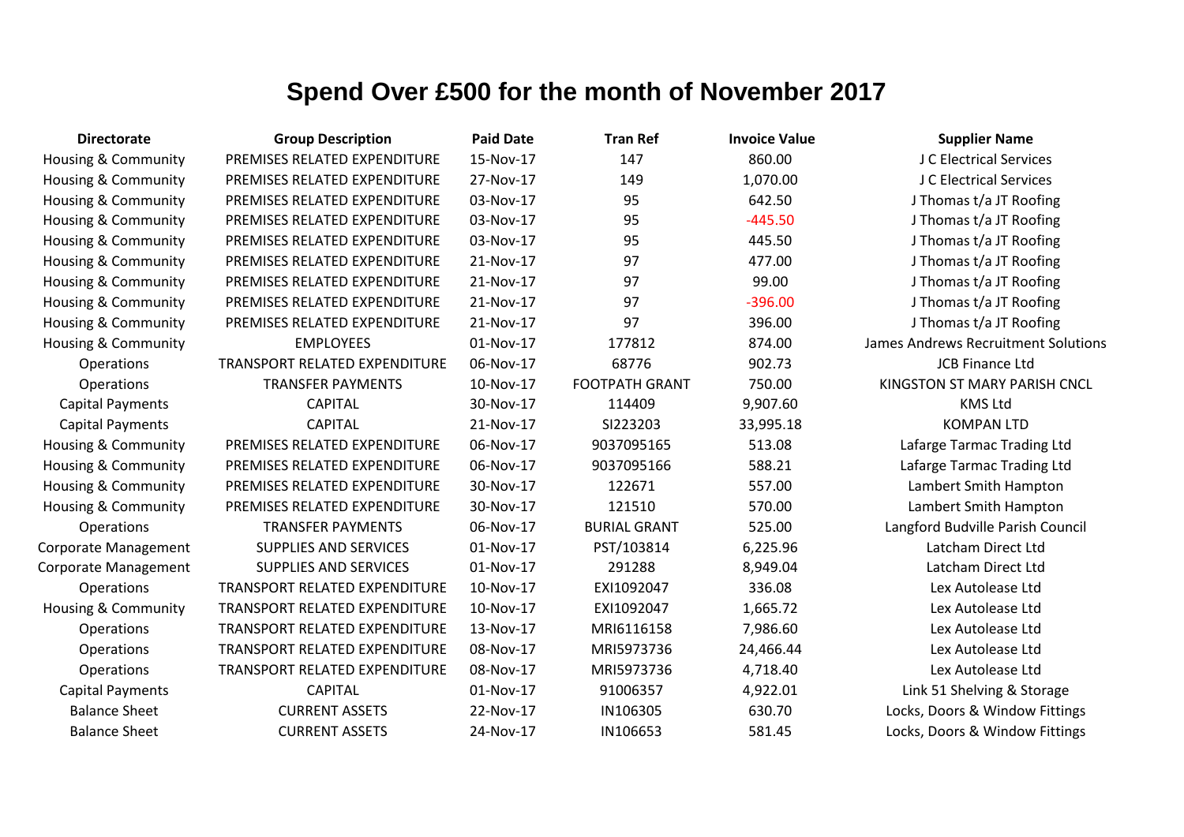# Spend Over £500 for the month of November 2017

| Directorate | Group Description | Paid Date | Tran Ref | Invoice Value | Supplier Name |
|---|---|---|---|---|---|
| Housing & Community | PREMISES RELATED EXPENDITURE | 15-Nov-17 | 147 | 860.00 | J C Electrical Services |
| Housing & Community | PREMISES RELATED EXPENDITURE | 27-Nov-17 | 149 | 1,070.00 | J C Electrical Services |
| Housing & Community | PREMISES RELATED EXPENDITURE | 03-Nov-17 | 95 | 642.50 | J Thomas t/a JT Roofing |
| Housing & Community | PREMISES RELATED EXPENDITURE | 03-Nov-17 | 95 | -445.50 | J Thomas t/a JT Roofing |
| Housing & Community | PREMISES RELATED EXPENDITURE | 03-Nov-17 | 95 | 445.50 | J Thomas t/a JT Roofing |
| Housing & Community | PREMISES RELATED EXPENDITURE | 21-Nov-17 | 97 | 477.00 | J Thomas t/a JT Roofing |
| Housing & Community | PREMISES RELATED EXPENDITURE | 21-Nov-17 | 97 | 99.00 | J Thomas t/a JT Roofing |
| Housing & Community | PREMISES RELATED EXPENDITURE | 21-Nov-17 | 97 | -396.00 | J Thomas t/a JT Roofing |
| Housing & Community | PREMISES RELATED EXPENDITURE | 21-Nov-17 | 97 | 396.00 | J Thomas t/a JT Roofing |
| Housing & Community | EMPLOYEES | 01-Nov-17 | 177812 | 874.00 | James Andrews Recruitment Solutions |
| Operations | TRANSPORT RELATED EXPENDITURE | 06-Nov-17 | 68776 | 902.73 | JCB Finance Ltd |
| Operations | TRANSFER PAYMENTS | 10-Nov-17 | FOOTPATH GRANT | 750.00 | KINGSTON ST MARY PARISH CNCL |
| Capital Payments | CAPITAL | 30-Nov-17 | 114409 | 9,907.60 | KMS Ltd |
| Capital Payments | CAPITAL | 21-Nov-17 | SI223203 | 33,995.18 | KOMPAN LTD |
| Housing & Community | PREMISES RELATED EXPENDITURE | 06-Nov-17 | 9037095165 | 513.08 | Lafarge Tarmac Trading Ltd |
| Housing & Community | PREMISES RELATED EXPENDITURE | 06-Nov-17 | 9037095166 | 588.21 | Lafarge Tarmac Trading Ltd |
| Housing & Community | PREMISES RELATED EXPENDITURE | 30-Nov-17 | 122671 | 557.00 | Lambert Smith Hampton |
| Housing & Community | PREMISES RELATED EXPENDITURE | 30-Nov-17 | 121510 | 570.00 | Lambert Smith Hampton |
| Operations | TRANSFER PAYMENTS | 06-Nov-17 | BURIAL GRANT | 525.00 | Langford Budville Parish Council |
| Corporate Management | SUPPLIES AND SERVICES | 01-Nov-17 | PST/103814 | 6,225.96 | Latcham Direct Ltd |
| Corporate Management | SUPPLIES AND SERVICES | 01-Nov-17 | 291288 | 8,949.04 | Latcham Direct Ltd |
| Operations | TRANSPORT RELATED EXPENDITURE | 10-Nov-17 | EXI1092047 | 336.08 | Lex Autolease Ltd |
| Housing & Community | TRANSPORT RELATED EXPENDITURE | 10-Nov-17 | EXI1092047 | 1,665.72 | Lex Autolease Ltd |
| Operations | TRANSPORT RELATED EXPENDITURE | 13-Nov-17 | MRI6116158 | 7,986.60 | Lex Autolease Ltd |
| Operations | TRANSPORT RELATED EXPENDITURE | 08-Nov-17 | MRI5973736 | 24,466.44 | Lex Autolease Ltd |
| Operations | TRANSPORT RELATED EXPENDITURE | 08-Nov-17 | MRI5973736 | 4,718.40 | Lex Autolease Ltd |
| Capital Payments | CAPITAL | 01-Nov-17 | 91006357 | 4,922.01 | Link 51 Shelving & Storage |
| Balance Sheet | CURRENT ASSETS | 22-Nov-17 | IN106305 | 630.70 | Locks, Doors & Window Fittings |
| Balance Sheet | CURRENT ASSETS | 24-Nov-17 | IN106653 | 581.45 | Locks, Doors & Window Fittings |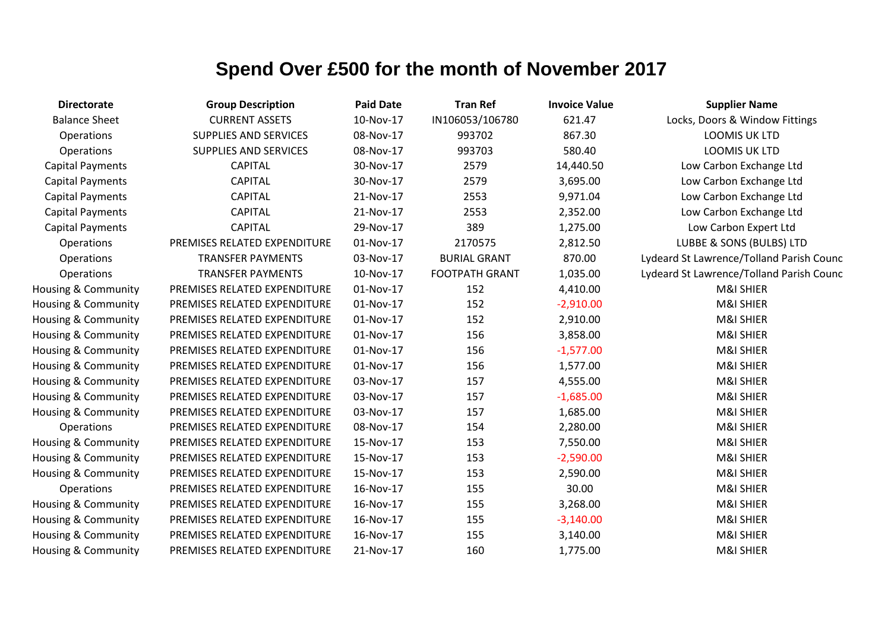# Spend Over £500 for the month of November 2017

| Directorate | Group Description | Paid Date | Tran Ref | Invoice Value | Supplier Name |
|---|---|---|---|---|---|
| Balance Sheet | CURRENT ASSETS | 10-Nov-17 | IN106053/106780 | 621.47 | Locks, Doors & Window Fittings |
| Operations | SUPPLIES AND SERVICES | 08-Nov-17 | 993702 | 867.30 | LOOMIS UK LTD |
| Operations | SUPPLIES AND SERVICES | 08-Nov-17 | 993703 | 580.40 | LOOMIS UK LTD |
| Capital Payments | CAPITAL | 30-Nov-17 | 2579 | 14,440.50 | Low Carbon Exchange Ltd |
| Capital Payments | CAPITAL | 30-Nov-17 | 2579 | 3,695.00 | Low Carbon Exchange Ltd |
| Capital Payments | CAPITAL | 21-Nov-17 | 2553 | 9,971.04 | Low Carbon Exchange Ltd |
| Capital Payments | CAPITAL | 21-Nov-17 | 2553 | 2,352.00 | Low Carbon Exchange Ltd |
| Capital Payments | CAPITAL | 29-Nov-17 | 389 | 1,275.00 | Low Carbon Expert Ltd |
| Operations | PREMISES RELATED EXPENDITURE | 01-Nov-17 | 2170575 | 2,812.50 | LUBBE & SONS (BULBS) LTD |
| Operations | TRANSFER PAYMENTS | 03-Nov-17 | BURIAL GRANT | 870.00 | Lydeard St Lawrence/Tolland Parish Counc |
| Operations | TRANSFER PAYMENTS | 10-Nov-17 | FOOTPATH GRANT | 1,035.00 | Lydeard St Lawrence/Tolland Parish Counc |
| Housing & Community | PREMISES RELATED EXPENDITURE | 01-Nov-17 | 152 | 4,410.00 | M&I SHIER |
| Housing & Community | PREMISES RELATED EXPENDITURE | 01-Nov-17 | 152 | -2,910.00 | M&I SHIER |
| Housing & Community | PREMISES RELATED EXPENDITURE | 01-Nov-17 | 152 | 2,910.00 | M&I SHIER |
| Housing & Community | PREMISES RELATED EXPENDITURE | 01-Nov-17 | 156 | 3,858.00 | M&I SHIER |
| Housing & Community | PREMISES RELATED EXPENDITURE | 01-Nov-17 | 156 | -1,577.00 | M&I SHIER |
| Housing & Community | PREMISES RELATED EXPENDITURE | 01-Nov-17 | 156 | 1,577.00 | M&I SHIER |
| Housing & Community | PREMISES RELATED EXPENDITURE | 03-Nov-17 | 157 | 4,555.00 | M&I SHIER |
| Housing & Community | PREMISES RELATED EXPENDITURE | 03-Nov-17 | 157 | -1,685.00 | M&I SHIER |
| Housing & Community | PREMISES RELATED EXPENDITURE | 03-Nov-17 | 157 | 1,685.00 | M&I SHIER |
| Operations | PREMISES RELATED EXPENDITURE | 08-Nov-17 | 154 | 2,280.00 | M&I SHIER |
| Housing & Community | PREMISES RELATED EXPENDITURE | 15-Nov-17 | 153 | 7,550.00 | M&I SHIER |
| Housing & Community | PREMISES RELATED EXPENDITURE | 15-Nov-17 | 153 | -2,590.00 | M&I SHIER |
| Housing & Community | PREMISES RELATED EXPENDITURE | 15-Nov-17 | 153 | 2,590.00 | M&I SHIER |
| Operations | PREMISES RELATED EXPENDITURE | 16-Nov-17 | 155 | 30.00 | M&I SHIER |
| Housing & Community | PREMISES RELATED EXPENDITURE | 16-Nov-17 | 155 | 3,268.00 | M&I SHIER |
| Housing & Community | PREMISES RELATED EXPENDITURE | 16-Nov-17 | 155 | -3,140.00 | M&I SHIER |
| Housing & Community | PREMISES RELATED EXPENDITURE | 16-Nov-17 | 155 | 3,140.00 | M&I SHIER |
| Housing & Community | PREMISES RELATED EXPENDITURE | 21-Nov-17 | 160 | 1,775.00 | M&I SHIER |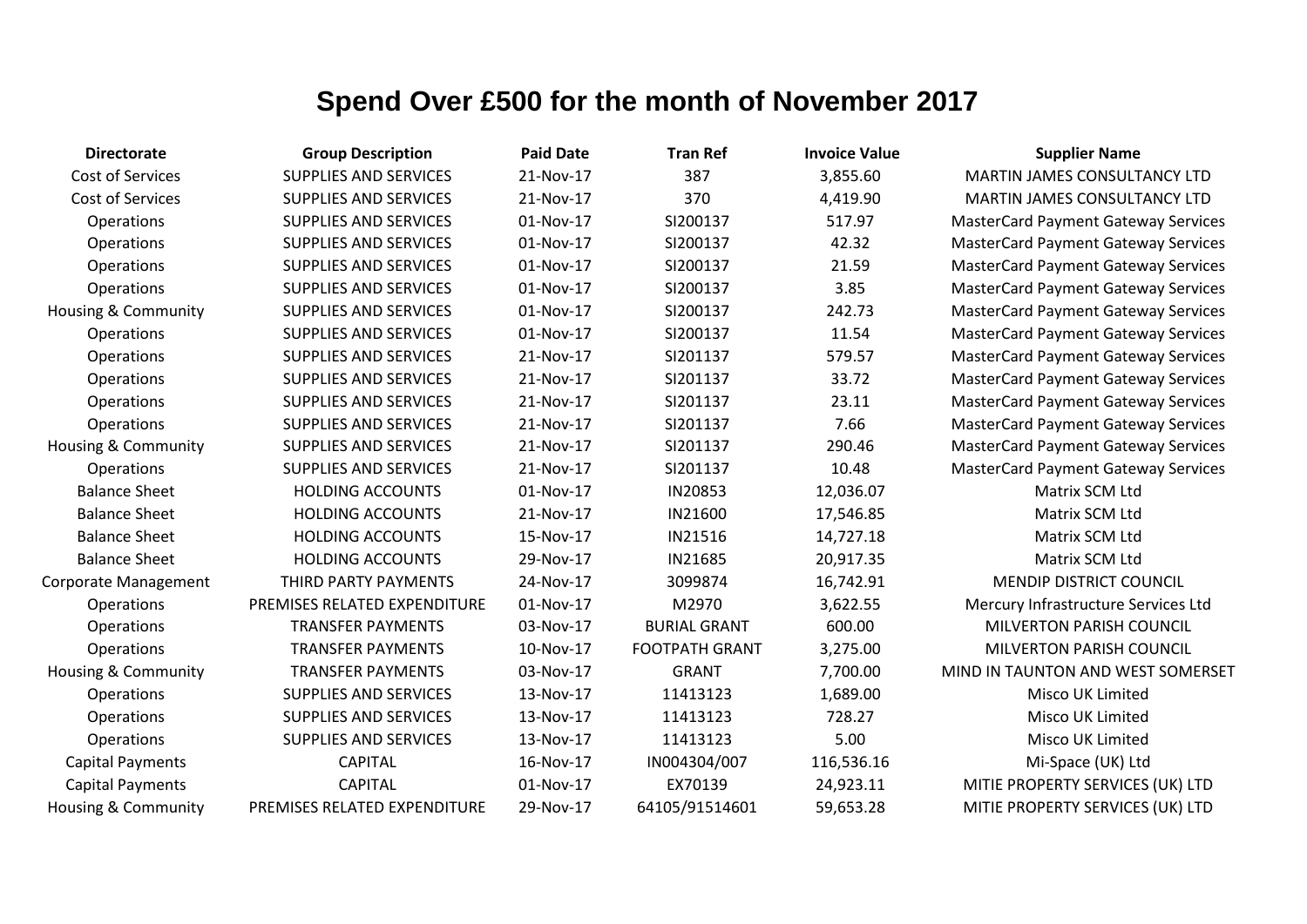# Spend Over £500 for the month of November 2017

| Directorate | Group Description | Paid Date | Tran Ref | Invoice Value | Supplier Name |
|---|---|---|---|---|---|
| Cost of Services | SUPPLIES AND SERVICES | 21-Nov-17 | 387 | 3,855.60 | MARTIN JAMES CONSULTANCY LTD |
| Cost of Services | SUPPLIES AND SERVICES | 21-Nov-17 | 370 | 4,419.90 | MARTIN JAMES CONSULTANCY LTD |
| Operations | SUPPLIES AND SERVICES | 01-Nov-17 | SI200137 | 517.97 | MasterCard Payment Gateway Services |
| Operations | SUPPLIES AND SERVICES | 01-Nov-17 | SI200137 | 42.32 | MasterCard Payment Gateway Services |
| Operations | SUPPLIES AND SERVICES | 01-Nov-17 | SI200137 | 21.59 | MasterCard Payment Gateway Services |
| Operations | SUPPLIES AND SERVICES | 01-Nov-17 | SI200137 | 3.85 | MasterCard Payment Gateway Services |
| Housing & Community | SUPPLIES AND SERVICES | 01-Nov-17 | SI200137 | 242.73 | MasterCard Payment Gateway Services |
| Operations | SUPPLIES AND SERVICES | 01-Nov-17 | SI200137 | 11.54 | MasterCard Payment Gateway Services |
| Operations | SUPPLIES AND SERVICES | 21-Nov-17 | SI201137 | 579.57 | MasterCard Payment Gateway Services |
| Operations | SUPPLIES AND SERVICES | 21-Nov-17 | SI201137 | 33.72 | MasterCard Payment Gateway Services |
| Operations | SUPPLIES AND SERVICES | 21-Nov-17 | SI201137 | 23.11 | MasterCard Payment Gateway Services |
| Operations | SUPPLIES AND SERVICES | 21-Nov-17 | SI201137 | 7.66 | MasterCard Payment Gateway Services |
| Housing & Community | SUPPLIES AND SERVICES | 21-Nov-17 | SI201137 | 290.46 | MasterCard Payment Gateway Services |
| Operations | SUPPLIES AND SERVICES | 21-Nov-17 | SI201137 | 10.48 | MasterCard Payment Gateway Services |
| Balance Sheet | HOLDING ACCOUNTS | 01-Nov-17 | IN20853 | 12,036.07 | Matrix SCM Ltd |
| Balance Sheet | HOLDING ACCOUNTS | 21-Nov-17 | IN21600 | 17,546.85 | Matrix SCM Ltd |
| Balance Sheet | HOLDING ACCOUNTS | 15-Nov-17 | IN21516 | 14,727.18 | Matrix SCM Ltd |
| Balance Sheet | HOLDING ACCOUNTS | 29-Nov-17 | IN21685 | 20,917.35 | Matrix SCM Ltd |
| Corporate Management | THIRD PARTY PAYMENTS | 24-Nov-17 | 3099874 | 16,742.91 | MENDIP DISTRICT COUNCIL |
| Operations | PREMISES RELATED EXPENDITURE | 01-Nov-17 | M2970 | 3,622.55 | Mercury Infrastructure Services Ltd |
| Operations | TRANSFER PAYMENTS | 03-Nov-17 | BURIAL GRANT | 600.00 | MILVERTON PARISH COUNCIL |
| Operations | TRANSFER PAYMENTS | 10-Nov-17 | FOOTPATH GRANT | 3,275.00 | MILVERTON PARISH COUNCIL |
| Housing & Community | TRANSFER PAYMENTS | 03-Nov-17 | GRANT | 7,700.00 | MIND IN TAUNTON AND WEST SOMERSET |
| Operations | SUPPLIES AND SERVICES | 13-Nov-17 | 11413123 | 1,689.00 | Misco UK Limited |
| Operations | SUPPLIES AND SERVICES | 13-Nov-17 | 11413123 | 728.27 | Misco UK Limited |
| Operations | SUPPLIES AND SERVICES | 13-Nov-17 | 11413123 | 5.00 | Misco UK Limited |
| Capital Payments | CAPITAL | 16-Nov-17 | IN004304/007 | 116,536.16 | Mi-Space (UK) Ltd |
| Capital Payments | CAPITAL | 01-Nov-17 | EX70139 | 24,923.11 | MITIE PROPERTY SERVICES (UK) LTD |
| Housing & Community | PREMISES RELATED EXPENDITURE | 29-Nov-17 | 64105/91514601 | 59,653.28 | MITIE PROPERTY SERVICES (UK) LTD |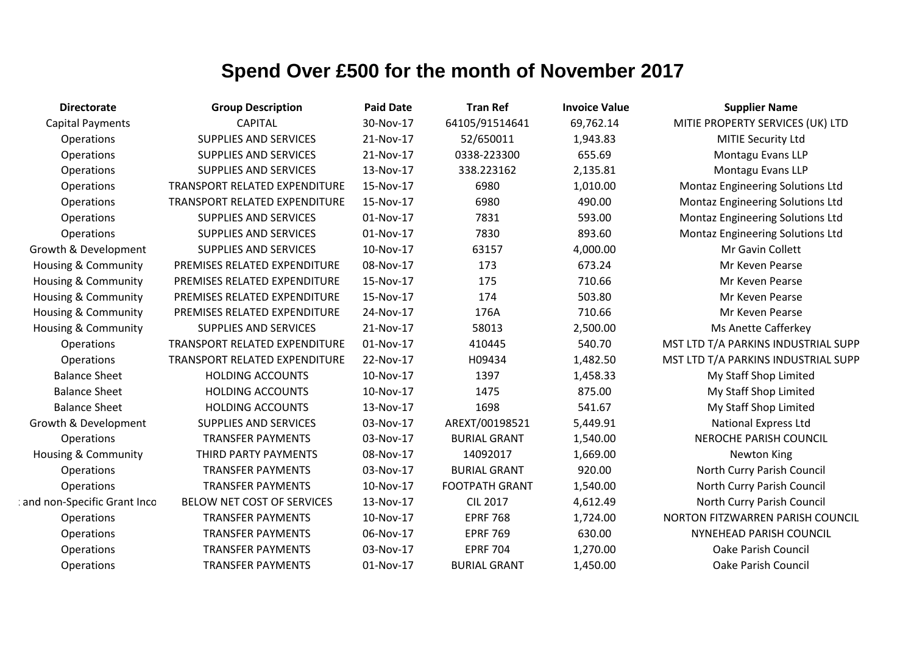# Spend Over £500 for the month of November 2017

| Directorate | Group Description | Paid Date | Tran Ref | Invoice Value | Supplier Name |
|---|---|---|---|---|---|
| Capital Payments | CAPITAL | 30-Nov-17 | 64105/91514641 | 69,762.14 | MITIE PROPERTY SERVICES (UK) LTD |
| Operations | SUPPLIES AND SERVICES | 21-Nov-17 | 52/650011 | 1,943.83 | MITIE Security Ltd |
| Operations | SUPPLIES AND SERVICES | 21-Nov-17 | 0338-223300 | 655.69 | Montagu Evans LLP |
| Operations | SUPPLIES AND SERVICES | 13-Nov-17 | 338.223162 | 2,135.81 | Montagu Evans LLP |
| Operations | TRANSPORT RELATED EXPENDITURE | 15-Nov-17 | 6980 | 1,010.00 | Montaz Engineering Solutions Ltd |
| Operations | TRANSPORT RELATED EXPENDITURE | 15-Nov-17 | 6980 | 490.00 | Montaz Engineering Solutions Ltd |
| Operations | SUPPLIES AND SERVICES | 01-Nov-17 | 7831 | 593.00 | Montaz Engineering Solutions Ltd |
| Operations | SUPPLIES AND SERVICES | 01-Nov-17 | 7830 | 893.60 | Montaz Engineering Solutions Ltd |
| Growth & Development | SUPPLIES AND SERVICES | 10-Nov-17 | 63157 | 4,000.00 | Mr Gavin Collett |
| Housing & Community | PREMISES RELATED EXPENDITURE | 08-Nov-17 | 173 | 673.24 | Mr Keven Pearse |
| Housing & Community | PREMISES RELATED EXPENDITURE | 15-Nov-17 | 175 | 710.66 | Mr Keven Pearse |
| Housing & Community | PREMISES RELATED EXPENDITURE | 15-Nov-17 | 174 | 503.80 | Mr Keven Pearse |
| Housing & Community | PREMISES RELATED EXPENDITURE | 24-Nov-17 | 176A | 710.66 | Mr Keven Pearse |
| Housing & Community | SUPPLIES AND SERVICES | 21-Nov-17 | 58013 | 2,500.00 | Ms Anette Cafferkey |
| Operations | TRANSPORT RELATED EXPENDITURE | 01-Nov-17 | 410445 | 540.70 | MST LTD T/A PARKINS INDUSTRIAL SUPP |
| Operations | TRANSPORT RELATED EXPENDITURE | 22-Nov-17 | H09434 | 1,482.50 | MST LTD T/A PARKINS INDUSTRIAL SUPP |
| Balance Sheet | HOLDING ACCOUNTS | 10-Nov-17 | 1397 | 1,458.33 | My Staff Shop Limited |
| Balance Sheet | HOLDING ACCOUNTS | 10-Nov-17 | 1475 | 875.00 | My Staff Shop Limited |
| Balance Sheet | HOLDING ACCOUNTS | 13-Nov-17 | 1698 | 541.67 | My Staff Shop Limited |
| Growth & Development | SUPPLIES AND SERVICES | 03-Nov-17 | AREXT/00198521 | 5,449.91 | National Express Ltd |
| Operations | TRANSFER PAYMENTS | 03-Nov-17 | BURIAL GRANT | 1,540.00 | NEROCHE PARISH COUNCIL |
| Housing & Community | THIRD PARTY PAYMENTS | 08-Nov-17 | 14092017 | 1,669.00 | Newton King |
| Operations | TRANSFER PAYMENTS | 03-Nov-17 | BURIAL GRANT | 920.00 | North Curry Parish Council |
| Operations | TRANSFER PAYMENTS | 10-Nov-17 | FOOTPATH GRANT | 1,540.00 | North Curry Parish Council |
| : and non-Specific Grant Inco | BELOW NET COST OF SERVICES | 13-Nov-17 | CIL 2017 | 4,612.49 | North Curry Parish Council |
| Operations | TRANSFER PAYMENTS | 10-Nov-17 | EPRF 768 | 1,724.00 | NORTON FITZWARREN PARISH COUNCIL |
| Operations | TRANSFER PAYMENTS | 06-Nov-17 | EPRF 769 | 630.00 | NYNEHEAD PARISH COUNCIL |
| Operations | TRANSFER PAYMENTS | 03-Nov-17 | EPRF 704 | 1,270.00 | Oake Parish Council |
| Operations | TRANSFER PAYMENTS | 01-Nov-17 | BURIAL GRANT | 1,450.00 | Oake Parish Council |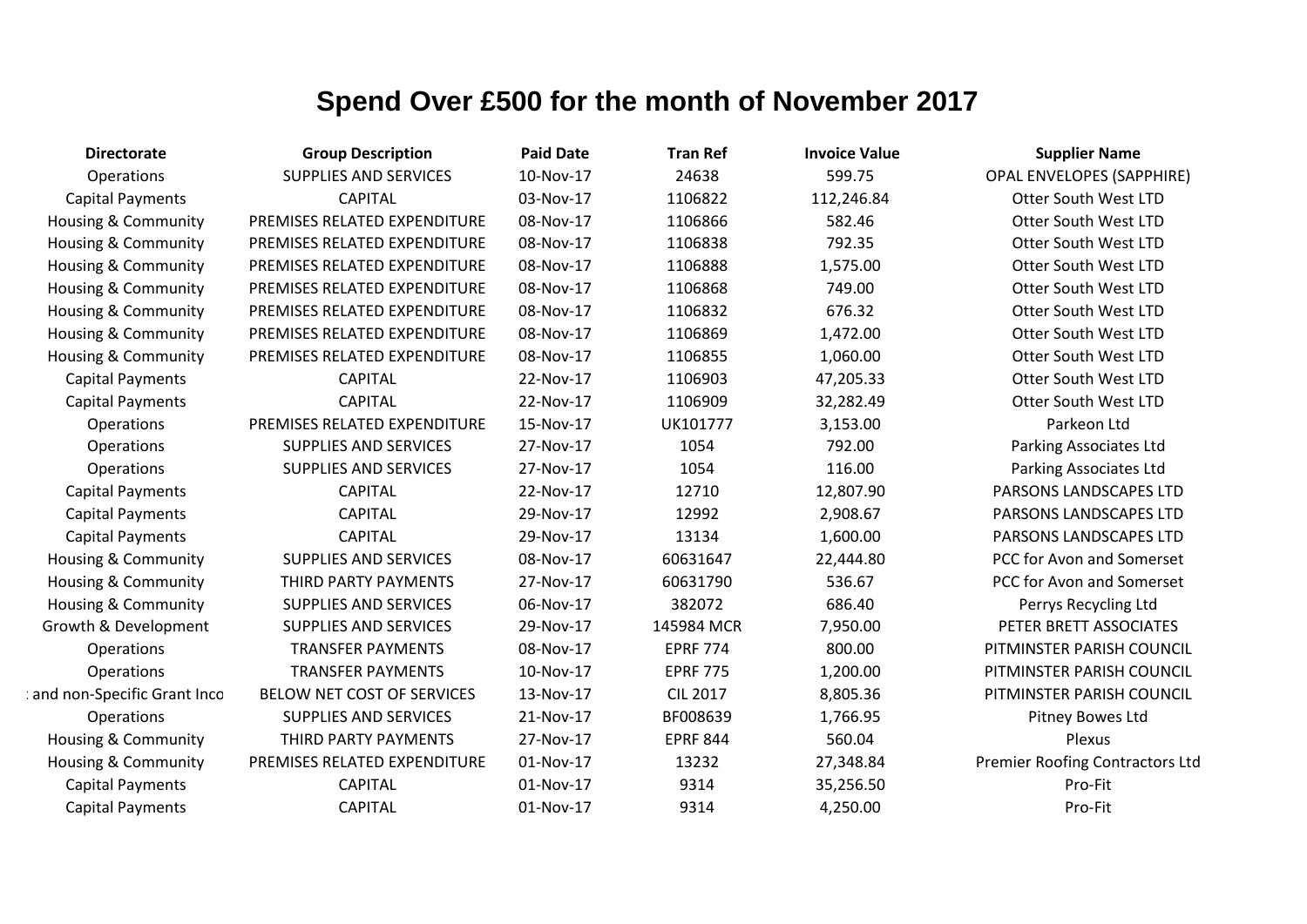# Spend Over £500 for the month of November 2017

| Directorate | Group Description | Paid Date | Tran Ref | Invoice Value | Supplier Name |
|---|---|---|---|---|---|
| Operations | SUPPLIES AND SERVICES | 10-Nov-17 | 24638 | 599.75 | OPAL ENVELOPES (SAPPHIRE) |
| Capital Payments | CAPITAL | 03-Nov-17 | 1106822 | 112,246.84 | Otter South West LTD |
| Housing & Community | PREMISES RELATED EXPENDITURE | 08-Nov-17 | 1106866 | 582.46 | Otter South West LTD |
| Housing & Community | PREMISES RELATED EXPENDITURE | 08-Nov-17 | 1106838 | 792.35 | Otter South West LTD |
| Housing & Community | PREMISES RELATED EXPENDITURE | 08-Nov-17 | 1106888 | 1,575.00 | Otter South West LTD |
| Housing & Community | PREMISES RELATED EXPENDITURE | 08-Nov-17 | 1106868 | 749.00 | Otter South West LTD |
| Housing & Community | PREMISES RELATED EXPENDITURE | 08-Nov-17 | 1106832 | 676.32 | Otter South West LTD |
| Housing & Community | PREMISES RELATED EXPENDITURE | 08-Nov-17 | 1106869 | 1,472.00 | Otter South West LTD |
| Housing & Community | PREMISES RELATED EXPENDITURE | 08-Nov-17 | 1106855 | 1,060.00 | Otter South West LTD |
| Capital Payments | CAPITAL | 22-Nov-17 | 1106903 | 47,205.33 | Otter South West LTD |
| Capital Payments | CAPITAL | 22-Nov-17 | 1106909 | 32,282.49 | Otter South West LTD |
| Operations | PREMISES RELATED EXPENDITURE | 15-Nov-17 | UK101777 | 3,153.00 | Parkeon Ltd |
| Operations | SUPPLIES AND SERVICES | 27-Nov-17 | 1054 | 792.00 | Parking Associates Ltd |
| Operations | SUPPLIES AND SERVICES | 27-Nov-17 | 1054 | 116.00 | Parking Associates Ltd |
| Capital Payments | CAPITAL | 22-Nov-17 | 12710 | 12,807.90 | PARSONS LANDSCAPES LTD |
| Capital Payments | CAPITAL | 29-Nov-17 | 12992 | 2,908.67 | PARSONS LANDSCAPES LTD |
| Capital Payments | CAPITAL | 29-Nov-17 | 13134 | 1,600.00 | PARSONS LANDSCAPES LTD |
| Housing & Community | SUPPLIES AND SERVICES | 08-Nov-17 | 60631647 | 22,444.80 | PCC for Avon and Somerset |
| Housing & Community | THIRD PARTY PAYMENTS | 27-Nov-17 | 60631790 | 536.67 | PCC for Avon and Somerset |
| Housing & Community | SUPPLIES AND SERVICES | 06-Nov-17 | 382072 | 686.40 | Perrys Recycling Ltd |
| Growth & Development | SUPPLIES AND SERVICES | 29-Nov-17 | 145984 MCR | 7,950.00 | PETER BRETT ASSOCIATES |
| Operations | TRANSFER PAYMENTS | 08-Nov-17 | EPRF 774 | 800.00 | PITMINSTER PARISH COUNCIL |
| Operations | TRANSFER PAYMENTS | 10-Nov-17 | EPRF 775 | 1,200.00 | PITMINSTER PARISH COUNCIL |
| : and non-Specific Grant Inco | BELOW NET COST OF SERVICES | 13-Nov-17 | CIL 2017 | 8,805.36 | PITMINSTER PARISH COUNCIL |
| Operations | SUPPLIES AND SERVICES | 21-Nov-17 | BF008639 | 1,766.95 | Pitney Bowes Ltd |
| Housing & Community | THIRD PARTY PAYMENTS | 27-Nov-17 | EPRF 844 | 560.04 | Plexus |
| Housing & Community | PREMISES RELATED EXPENDITURE | 01-Nov-17 | 13232 | 27,348.84 | Premier Roofing Contractors Ltd |
| Capital Payments | CAPITAL | 01-Nov-17 | 9314 | 35,256.50 | Pro-Fit |
| Capital Payments | CAPITAL | 01-Nov-17 | 9314 | 4,250.00 | Pro-Fit |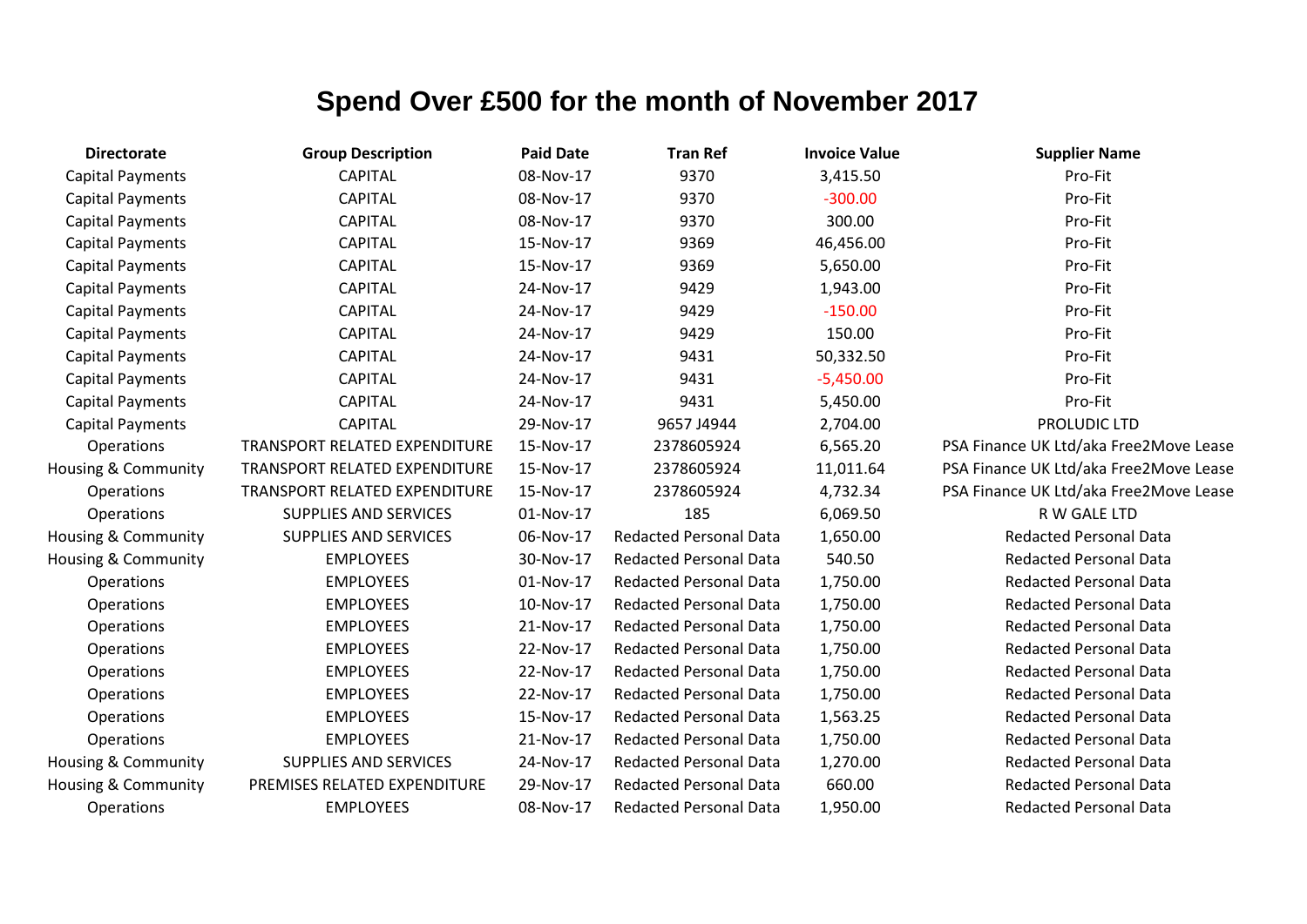# Spend Over £500 for the month of November 2017

| Directorate | Group Description | Paid Date | Tran Ref | Invoice Value | Supplier Name |
|---|---|---|---|---|---|
| Capital Payments | CAPITAL | 08-Nov-17 | 9370 | 3,415.50 | Pro-Fit |
| Capital Payments | CAPITAL | 08-Nov-17 | 9370 | -300.00 | Pro-Fit |
| Capital Payments | CAPITAL | 08-Nov-17 | 9370 | 300.00 | Pro-Fit |
| Capital Payments | CAPITAL | 15-Nov-17 | 9369 | 46,456.00 | Pro-Fit |
| Capital Payments | CAPITAL | 15-Nov-17 | 9369 | 5,650.00 | Pro-Fit |
| Capital Payments | CAPITAL | 24-Nov-17 | 9429 | 1,943.00 | Pro-Fit |
| Capital Payments | CAPITAL | 24-Nov-17 | 9429 | -150.00 | Pro-Fit |
| Capital Payments | CAPITAL | 24-Nov-17 | 9429 | 150.00 | Pro-Fit |
| Capital Payments | CAPITAL | 24-Nov-17 | 9431 | 50,332.50 | Pro-Fit |
| Capital Payments | CAPITAL | 24-Nov-17 | 9431 | -5,450.00 | Pro-Fit |
| Capital Payments | CAPITAL | 24-Nov-17 | 9431 | 5,450.00 | Pro-Fit |
| Capital Payments | CAPITAL | 29-Nov-17 | 9657 J4944 | 2,704.00 | PROLUDIC LTD |
| Operations | TRANSPORT RELATED EXPENDITURE | 15-Nov-17 | 2378605924 | 6,565.20 | PSA Finance UK Ltd/aka Free2Move Lease |
| Housing & Community | TRANSPORT RELATED EXPENDITURE | 15-Nov-17 | 2378605924 | 11,011.64 | PSA Finance UK Ltd/aka Free2Move Lease |
| Operations | TRANSPORT RELATED EXPENDITURE | 15-Nov-17 | 2378605924 | 4,732.34 | PSA Finance UK Ltd/aka Free2Move Lease |
| Operations | SUPPLIES AND SERVICES | 01-Nov-17 | 185 | 6,069.50 | R W GALE LTD |
| Housing & Community | SUPPLIES AND SERVICES | 06-Nov-17 | Redacted Personal Data | 1,650.00 | Redacted Personal Data |
| Housing & Community | EMPLOYEES | 30-Nov-17 | Redacted Personal Data | 540.50 | Redacted Personal Data |
| Operations | EMPLOYEES | 01-Nov-17 | Redacted Personal Data | 1,750.00 | Redacted Personal Data |
| Operations | EMPLOYEES | 10-Nov-17 | Redacted Personal Data | 1,750.00 | Redacted Personal Data |
| Operations | EMPLOYEES | 21-Nov-17 | Redacted Personal Data | 1,750.00 | Redacted Personal Data |
| Operations | EMPLOYEES | 22-Nov-17 | Redacted Personal Data | 1,750.00 | Redacted Personal Data |
| Operations | EMPLOYEES | 22-Nov-17 | Redacted Personal Data | 1,750.00 | Redacted Personal Data |
| Operations | EMPLOYEES | 22-Nov-17 | Redacted Personal Data | 1,750.00 | Redacted Personal Data |
| Operations | EMPLOYEES | 15-Nov-17 | Redacted Personal Data | 1,563.25 | Redacted Personal Data |
| Operations | EMPLOYEES | 21-Nov-17 | Redacted Personal Data | 1,750.00 | Redacted Personal Data |
| Housing & Community | SUPPLIES AND SERVICES | 24-Nov-17 | Redacted Personal Data | 1,270.00 | Redacted Personal Data |
| Housing & Community | PREMISES RELATED EXPENDITURE | 29-Nov-17 | Redacted Personal Data | 660.00 | Redacted Personal Data |
| Operations | EMPLOYEES | 08-Nov-17 | Redacted Personal Data | 1,950.00 | Redacted Personal Data |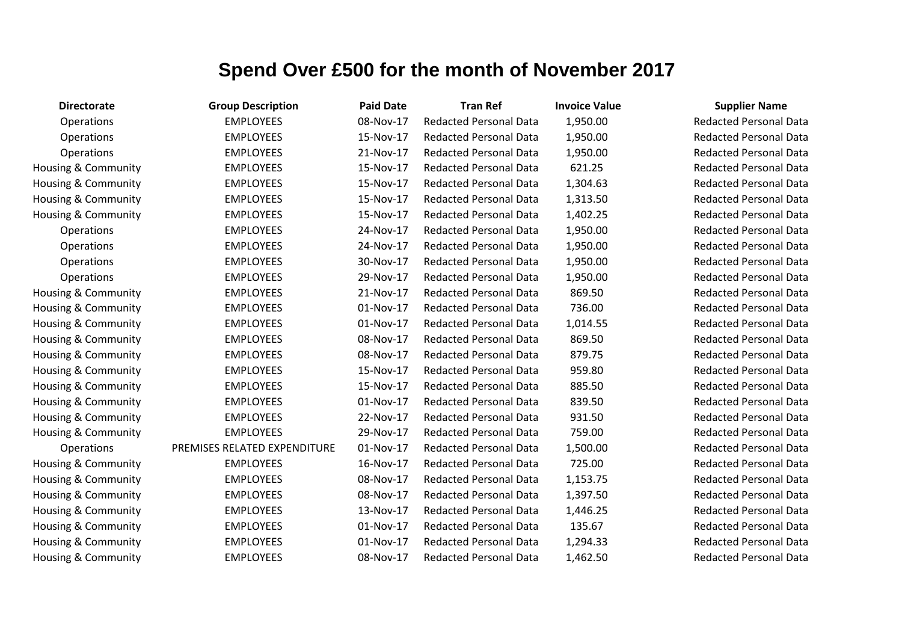# Spend Over £500 for the month of November 2017

| Directorate | Group Description | Paid Date | Tran Ref | Invoice Value | Supplier Name |
|---|---|---|---|---|---|
| Operations | EMPLOYEES | 08-Nov-17 | Redacted Personal Data | 1,950.00 | Redacted Personal Data |
| Operations | EMPLOYEES | 15-Nov-17 | Redacted Personal Data | 1,950.00 | Redacted Personal Data |
| Operations | EMPLOYEES | 21-Nov-17 | Redacted Personal Data | 1,950.00 | Redacted Personal Data |
| Housing & Community | EMPLOYEES | 15-Nov-17 | Redacted Personal Data | 621.25 | Redacted Personal Data |
| Housing & Community | EMPLOYEES | 15-Nov-17 | Redacted Personal Data | 1,304.63 | Redacted Personal Data |
| Housing & Community | EMPLOYEES | 15-Nov-17 | Redacted Personal Data | 1,313.50 | Redacted Personal Data |
| Housing & Community | EMPLOYEES | 15-Nov-17 | Redacted Personal Data | 1,402.25 | Redacted Personal Data |
| Operations | EMPLOYEES | 24-Nov-17 | Redacted Personal Data | 1,950.00 | Redacted Personal Data |
| Operations | EMPLOYEES | 24-Nov-17 | Redacted Personal Data | 1,950.00 | Redacted Personal Data |
| Operations | EMPLOYEES | 30-Nov-17 | Redacted Personal Data | 1,950.00 | Redacted Personal Data |
| Operations | EMPLOYEES | 29-Nov-17 | Redacted Personal Data | 1,950.00 | Redacted Personal Data |
| Housing & Community | EMPLOYEES | 21-Nov-17 | Redacted Personal Data | 869.50 | Redacted Personal Data |
| Housing & Community | EMPLOYEES | 01-Nov-17 | Redacted Personal Data | 736.00 | Redacted Personal Data |
| Housing & Community | EMPLOYEES | 01-Nov-17 | Redacted Personal Data | 1,014.55 | Redacted Personal Data |
| Housing & Community | EMPLOYEES | 08-Nov-17 | Redacted Personal Data | 869.50 | Redacted Personal Data |
| Housing & Community | EMPLOYEES | 08-Nov-17 | Redacted Personal Data | 879.75 | Redacted Personal Data |
| Housing & Community | EMPLOYEES | 15-Nov-17 | Redacted Personal Data | 959.80 | Redacted Personal Data |
| Housing & Community | EMPLOYEES | 15-Nov-17 | Redacted Personal Data | 885.50 | Redacted Personal Data |
| Housing & Community | EMPLOYEES | 01-Nov-17 | Redacted Personal Data | 839.50 | Redacted Personal Data |
| Housing & Community | EMPLOYEES | 22-Nov-17 | Redacted Personal Data | 931.50 | Redacted Personal Data |
| Housing & Community | EMPLOYEES | 29-Nov-17 | Redacted Personal Data | 759.00 | Redacted Personal Data |
| Operations | PREMISES RELATED EXPENDITURE | 01-Nov-17 | Redacted Personal Data | 1,500.00 | Redacted Personal Data |
| Housing & Community | EMPLOYEES | 16-Nov-17 | Redacted Personal Data | 725.00 | Redacted Personal Data |
| Housing & Community | EMPLOYEES | 08-Nov-17 | Redacted Personal Data | 1,153.75 | Redacted Personal Data |
| Housing & Community | EMPLOYEES | 08-Nov-17 | Redacted Personal Data | 1,397.50 | Redacted Personal Data |
| Housing & Community | EMPLOYEES | 13-Nov-17 | Redacted Personal Data | 1,446.25 | Redacted Personal Data |
| Housing & Community | EMPLOYEES | 01-Nov-17 | Redacted Personal Data | 135.67 | Redacted Personal Data |
| Housing & Community | EMPLOYEES | 01-Nov-17 | Redacted Personal Data | 1,294.33 | Redacted Personal Data |
| Housing & Community | EMPLOYEES | 08-Nov-17 | Redacted Personal Data | 1,462.50 | Redacted Personal Data |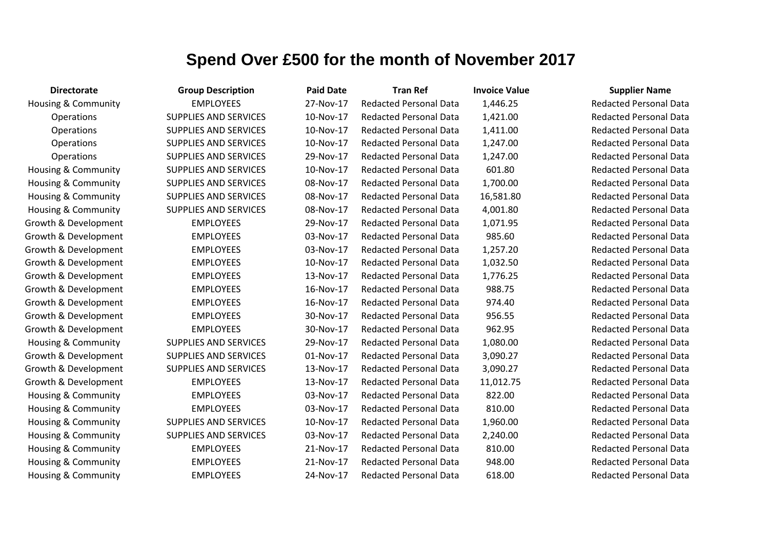# Spend Over £500 for the month of November 2017

| Directorate | Group Description | Paid Date | Tran Ref | Invoice Value | Supplier Name |
|---|---|---|---|---|---|
| Housing & Community | EMPLOYEES | 27-Nov-17 | Redacted Personal Data | 1,446.25 | Redacted Personal Data |
| Operations | SUPPLIES AND SERVICES | 10-Nov-17 | Redacted Personal Data | 1,421.00 | Redacted Personal Data |
| Operations | SUPPLIES AND SERVICES | 10-Nov-17 | Redacted Personal Data | 1,411.00 | Redacted Personal Data |
| Operations | SUPPLIES AND SERVICES | 10-Nov-17 | Redacted Personal Data | 1,247.00 | Redacted Personal Data |
| Operations | SUPPLIES AND SERVICES | 29-Nov-17 | Redacted Personal Data | 1,247.00 | Redacted Personal Data |
| Housing & Community | SUPPLIES AND SERVICES | 10-Nov-17 | Redacted Personal Data | 601.80 | Redacted Personal Data |
| Housing & Community | SUPPLIES AND SERVICES | 08-Nov-17 | Redacted Personal Data | 1,700.00 | Redacted Personal Data |
| Housing & Community | SUPPLIES AND SERVICES | 08-Nov-17 | Redacted Personal Data | 16,581.80 | Redacted Personal Data |
| Housing & Community | SUPPLIES AND SERVICES | 08-Nov-17 | Redacted Personal Data | 4,001.80 | Redacted Personal Data |
| Growth & Development | EMPLOYEES | 29-Nov-17 | Redacted Personal Data | 1,071.95 | Redacted Personal Data |
| Growth & Development | EMPLOYEES | 03-Nov-17 | Redacted Personal Data | 985.60 | Redacted Personal Data |
| Growth & Development | EMPLOYEES | 03-Nov-17 | Redacted Personal Data | 1,257.20 | Redacted Personal Data |
| Growth & Development | EMPLOYEES | 10-Nov-17 | Redacted Personal Data | 1,032.50 | Redacted Personal Data |
| Growth & Development | EMPLOYEES | 13-Nov-17 | Redacted Personal Data | 1,776.25 | Redacted Personal Data |
| Growth & Development | EMPLOYEES | 16-Nov-17 | Redacted Personal Data | 988.75 | Redacted Personal Data |
| Growth & Development | EMPLOYEES | 16-Nov-17 | Redacted Personal Data | 974.40 | Redacted Personal Data |
| Growth & Development | EMPLOYEES | 30-Nov-17 | Redacted Personal Data | 956.55 | Redacted Personal Data |
| Growth & Development | EMPLOYEES | 30-Nov-17 | Redacted Personal Data | 962.95 | Redacted Personal Data |
| Housing & Community | SUPPLIES AND SERVICES | 29-Nov-17 | Redacted Personal Data | 1,080.00 | Redacted Personal Data |
| Growth & Development | SUPPLIES AND SERVICES | 01-Nov-17 | Redacted Personal Data | 3,090.27 | Redacted Personal Data |
| Growth & Development | SUPPLIES AND SERVICES | 13-Nov-17 | Redacted Personal Data | 3,090.27 | Redacted Personal Data |
| Growth & Development | EMPLOYEES | 13-Nov-17 | Redacted Personal Data | 11,012.75 | Redacted Personal Data |
| Housing & Community | EMPLOYEES | 03-Nov-17 | Redacted Personal Data | 822.00 | Redacted Personal Data |
| Housing & Community | EMPLOYEES | 03-Nov-17 | Redacted Personal Data | 810.00 | Redacted Personal Data |
| Housing & Community | SUPPLIES AND SERVICES | 10-Nov-17 | Redacted Personal Data | 1,960.00 | Redacted Personal Data |
| Housing & Community | SUPPLIES AND SERVICES | 03-Nov-17 | Redacted Personal Data | 2,240.00 | Redacted Personal Data |
| Housing & Community | EMPLOYEES | 21-Nov-17 | Redacted Personal Data | 810.00 | Redacted Personal Data |
| Housing & Community | EMPLOYEES | 21-Nov-17 | Redacted Personal Data | 948.00 | Redacted Personal Data |
| Housing & Community | EMPLOYEES | 24-Nov-17 | Redacted Personal Data | 618.00 | Redacted Personal Data |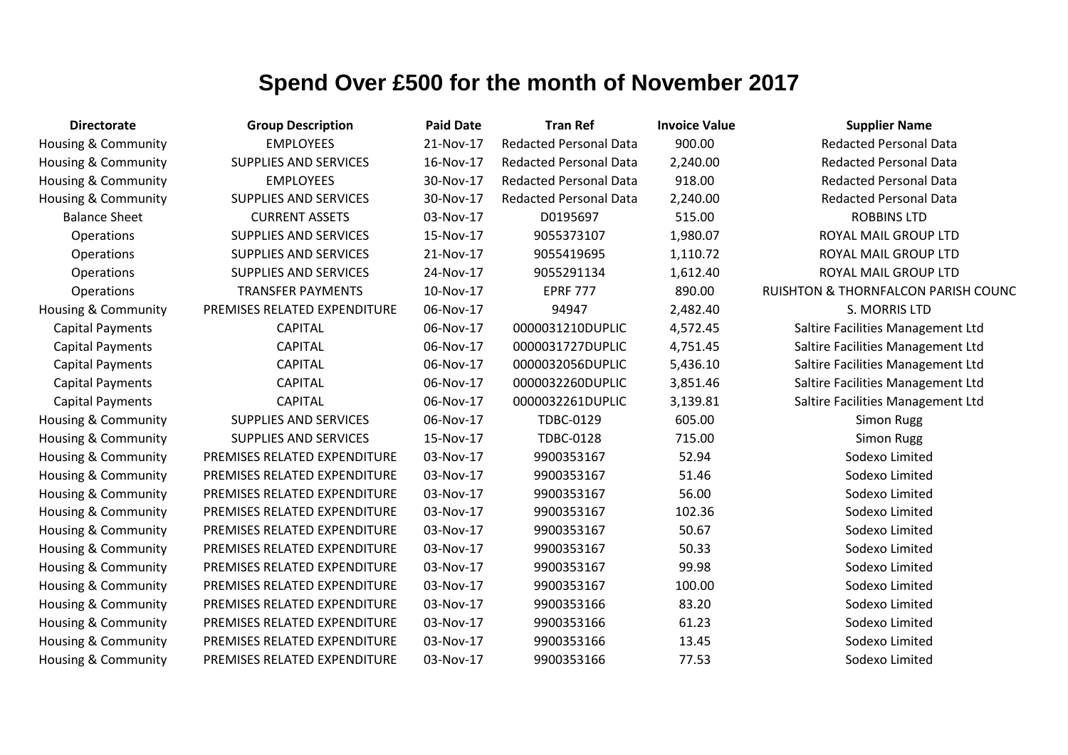# Spend Over £500 for the month of November 2017

| Directorate | Group Description | Paid Date | Tran Ref | Invoice Value | Supplier Name |
|---|---|---|---|---|---|
| Housing & Community | EMPLOYEES | 21-Nov-17 | Redacted Personal Data | 900.00 | Redacted Personal Data |
| Housing & Community | SUPPLIES AND SERVICES | 16-Nov-17 | Redacted Personal Data | 2,240.00 | Redacted Personal Data |
| Housing & Community | EMPLOYEES | 30-Nov-17 | Redacted Personal Data | 918.00 | Redacted Personal Data |
| Housing & Community | SUPPLIES AND SERVICES | 30-Nov-17 | Redacted Personal Data | 2,240.00 | Redacted Personal Data |
| Balance Sheet | CURRENT ASSETS | 03-Nov-17 | D0195697 | 515.00 | ROBBINS LTD |
| Operations | SUPPLIES AND SERVICES | 15-Nov-17 | 9055373107 | 1,980.07 | ROYAL MAIL GROUP LTD |
| Operations | SUPPLIES AND SERVICES | 21-Nov-17 | 9055419695 | 1,110.72 | ROYAL MAIL GROUP LTD |
| Operations | SUPPLIES AND SERVICES | 24-Nov-17 | 9055291134 | 1,612.40 | ROYAL MAIL GROUP LTD |
| Operations | TRANSFER PAYMENTS | 10-Nov-17 | EPRF 777 | 890.00 | RUISHTON & THORNFALCON PARISH COUNC |
| Housing & Community | PREMISES RELATED EXPENDITURE | 06-Nov-17 | 94947 | 2,482.40 | S. MORRIS LTD |
| Capital Payments | CAPITAL | 06-Nov-17 | 0000031210DUPLIC | 4,572.45 | Saltire Facilities Management Ltd |
| Capital Payments | CAPITAL | 06-Nov-17 | 0000031727DUPLIC | 4,751.45 | Saltire Facilities Management Ltd |
| Capital Payments | CAPITAL | 06-Nov-17 | 0000032056DUPLIC | 5,436.10 | Saltire Facilities Management Ltd |
| Capital Payments | CAPITAL | 06-Nov-17 | 0000032260DUPLIC | 3,851.46 | Saltire Facilities Management Ltd |
| Capital Payments | CAPITAL | 06-Nov-17 | 0000032261DUPLIC | 3,139.81 | Saltire Facilities Management Ltd |
| Housing & Community | SUPPLIES AND SERVICES | 06-Nov-17 | TDBC-0129 | 605.00 | Simon Rugg |
| Housing & Community | SUPPLIES AND SERVICES | 15-Nov-17 | TDBC-0128 | 715.00 | Simon Rugg |
| Housing & Community | PREMISES RELATED EXPENDITURE | 03-Nov-17 | 9900353167 | 52.94 | Sodexo Limited |
| Housing & Community | PREMISES RELATED EXPENDITURE | 03-Nov-17 | 9900353167 | 51.46 | Sodexo Limited |
| Housing & Community | PREMISES RELATED EXPENDITURE | 03-Nov-17 | 9900353167 | 56.00 | Sodexo Limited |
| Housing & Community | PREMISES RELATED EXPENDITURE | 03-Nov-17 | 9900353167 | 102.36 | Sodexo Limited |
| Housing & Community | PREMISES RELATED EXPENDITURE | 03-Nov-17 | 9900353167 | 50.67 | Sodexo Limited |
| Housing & Community | PREMISES RELATED EXPENDITURE | 03-Nov-17 | 9900353167 | 50.33 | Sodexo Limited |
| Housing & Community | PREMISES RELATED EXPENDITURE | 03-Nov-17 | 9900353167 | 99.98 | Sodexo Limited |
| Housing & Community | PREMISES RELATED EXPENDITURE | 03-Nov-17 | 9900353167 | 100.00 | Sodexo Limited |
| Housing & Community | PREMISES RELATED EXPENDITURE | 03-Nov-17 | 9900353166 | 83.20 | Sodexo Limited |
| Housing & Community | PREMISES RELATED EXPENDITURE | 03-Nov-17 | 9900353166 | 61.23 | Sodexo Limited |
| Housing & Community | PREMISES RELATED EXPENDITURE | 03-Nov-17 | 9900353166 | 13.45 | Sodexo Limited |
| Housing & Community | PREMISES RELATED EXPENDITURE | 03-Nov-17 | 9900353166 | 77.53 | Sodexo Limited |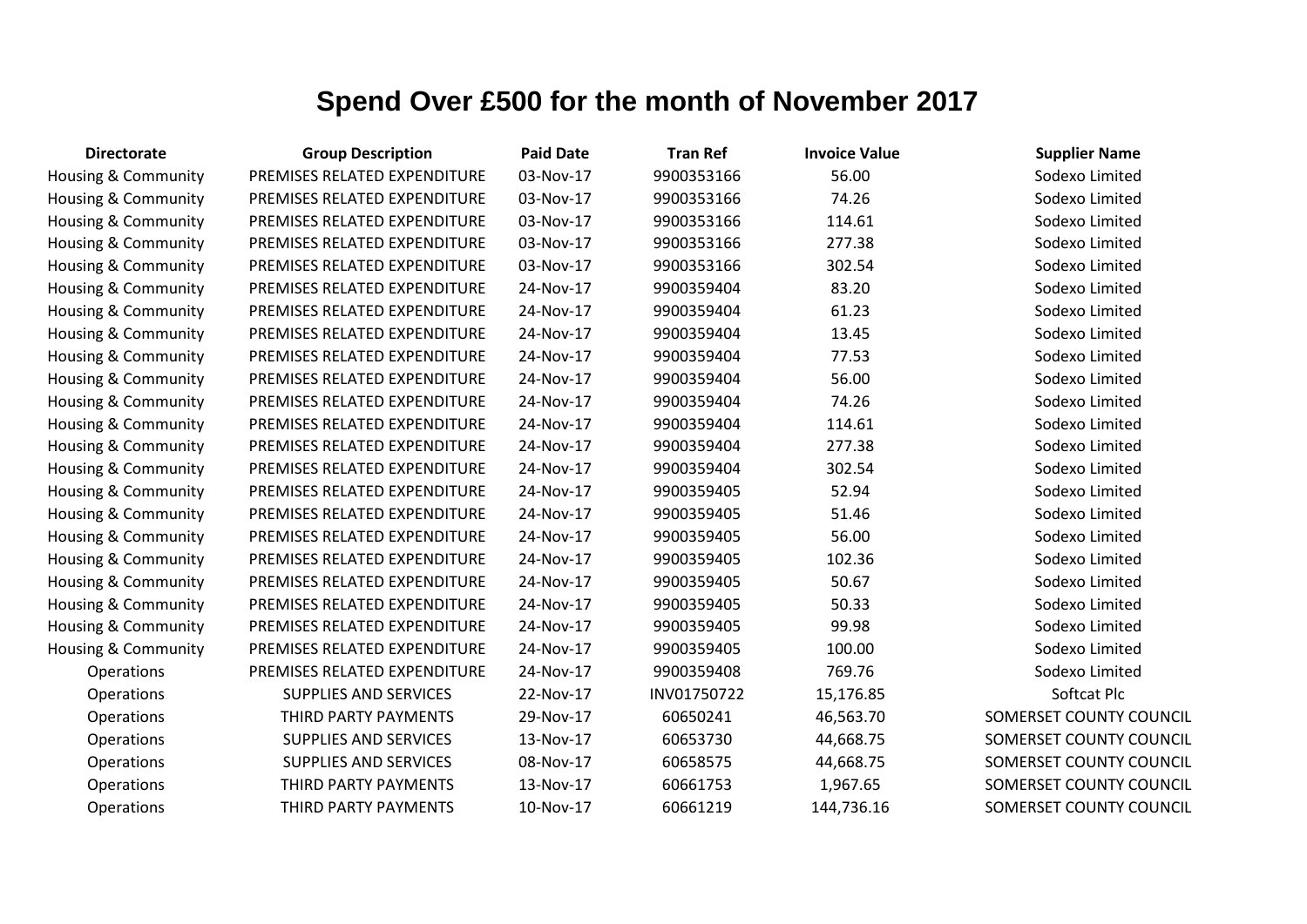# Spend Over £500 for the month of November 2017

| Directorate | Group Description | Paid Date | Tran Ref | Invoice Value | Supplier Name |
|---|---|---|---|---|---|
| Housing & Community | PREMISES RELATED EXPENDITURE | 03-Nov-17 | 9900353166 | 56.00 | Sodexo Limited |
| Housing & Community | PREMISES RELATED EXPENDITURE | 03-Nov-17 | 9900353166 | 74.26 | Sodexo Limited |
| Housing & Community | PREMISES RELATED EXPENDITURE | 03-Nov-17 | 9900353166 | 114.61 | Sodexo Limited |
| Housing & Community | PREMISES RELATED EXPENDITURE | 03-Nov-17 | 9900353166 | 277.38 | Sodexo Limited |
| Housing & Community | PREMISES RELATED EXPENDITURE | 03-Nov-17 | 9900353166 | 302.54 | Sodexo Limited |
| Housing & Community | PREMISES RELATED EXPENDITURE | 24-Nov-17 | 9900359404 | 83.20 | Sodexo Limited |
| Housing & Community | PREMISES RELATED EXPENDITURE | 24-Nov-17 | 9900359404 | 61.23 | Sodexo Limited |
| Housing & Community | PREMISES RELATED EXPENDITURE | 24-Nov-17 | 9900359404 | 13.45 | Sodexo Limited |
| Housing & Community | PREMISES RELATED EXPENDITURE | 24-Nov-17 | 9900359404 | 77.53 | Sodexo Limited |
| Housing & Community | PREMISES RELATED EXPENDITURE | 24-Nov-17 | 9900359404 | 56.00 | Sodexo Limited |
| Housing & Community | PREMISES RELATED EXPENDITURE | 24-Nov-17 | 9900359404 | 74.26 | Sodexo Limited |
| Housing & Community | PREMISES RELATED EXPENDITURE | 24-Nov-17 | 9900359404 | 114.61 | Sodexo Limited |
| Housing & Community | PREMISES RELATED EXPENDITURE | 24-Nov-17 | 9900359404 | 277.38 | Sodexo Limited |
| Housing & Community | PREMISES RELATED EXPENDITURE | 24-Nov-17 | 9900359404 | 302.54 | Sodexo Limited |
| Housing & Community | PREMISES RELATED EXPENDITURE | 24-Nov-17 | 9900359405 | 52.94 | Sodexo Limited |
| Housing & Community | PREMISES RELATED EXPENDITURE | 24-Nov-17 | 9900359405 | 51.46 | Sodexo Limited |
| Housing & Community | PREMISES RELATED EXPENDITURE | 24-Nov-17 | 9900359405 | 56.00 | Sodexo Limited |
| Housing & Community | PREMISES RELATED EXPENDITURE | 24-Nov-17 | 9900359405 | 102.36 | Sodexo Limited |
| Housing & Community | PREMISES RELATED EXPENDITURE | 24-Nov-17 | 9900359405 | 50.67 | Sodexo Limited |
| Housing & Community | PREMISES RELATED EXPENDITURE | 24-Nov-17 | 9900359405 | 50.33 | Sodexo Limited |
| Housing & Community | PREMISES RELATED EXPENDITURE | 24-Nov-17 | 9900359405 | 99.98 | Sodexo Limited |
| Housing & Community | PREMISES RELATED EXPENDITURE | 24-Nov-17 | 9900359405 | 100.00 | Sodexo Limited |
| Operations | PREMISES RELATED EXPENDITURE | 24-Nov-17 | 9900359408 | 769.76 | Sodexo Limited |
| Operations | SUPPLIES AND SERVICES | 22-Nov-17 | INV01750722 | 15,176.85 | Softcat Plc |
| Operations | THIRD PARTY PAYMENTS | 29-Nov-17 | 60650241 | 46,563.70 | SOMERSET COUNTY COUNCIL |
| Operations | SUPPLIES AND SERVICES | 13-Nov-17 | 60653730 | 44,668.75 | SOMERSET COUNTY COUNCIL |
| Operations | SUPPLIES AND SERVICES | 08-Nov-17 | 60658575 | 44,668.75 | SOMERSET COUNTY COUNCIL |
| Operations | THIRD PARTY PAYMENTS | 13-Nov-17 | 60661753 | 1,967.65 | SOMERSET COUNTY COUNCIL |
| Operations | THIRD PARTY PAYMENTS | 10-Nov-17 | 60661219 | 144,736.16 | SOMERSET COUNTY COUNCIL |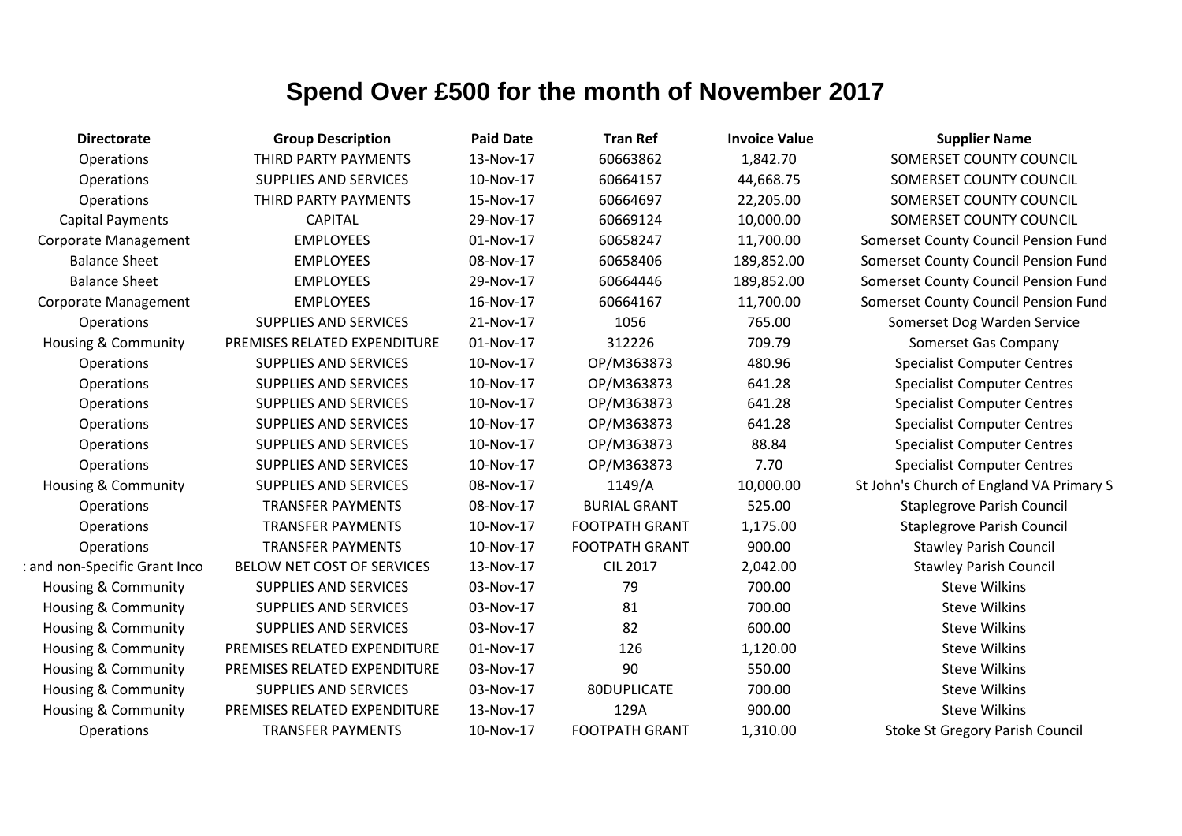# Spend Over £500 for the month of November 2017

| Directorate | Group Description | Paid Date | Tran Ref | Invoice Value | Supplier Name |
|---|---|---|---|---|---|
| Operations | THIRD PARTY PAYMENTS | 13-Nov-17 | 60663862 | 1,842.70 | SOMERSET COUNTY COUNCIL |
| Operations | SUPPLIES AND SERVICES | 10-Nov-17 | 60664157 | 44,668.75 | SOMERSET COUNTY COUNCIL |
| Operations | THIRD PARTY PAYMENTS | 15-Nov-17 | 60664697 | 22,205.00 | SOMERSET COUNTY COUNCIL |
| Capital Payments | CAPITAL | 29-Nov-17 | 60669124 | 10,000.00 | SOMERSET COUNTY COUNCIL |
| Corporate Management | EMPLOYEES | 01-Nov-17 | 60658247 | 11,700.00 | Somerset County Council Pension Fund |
| Balance Sheet | EMPLOYEES | 08-Nov-17 | 60658406 | 189,852.00 | Somerset County Council Pension Fund |
| Balance Sheet | EMPLOYEES | 29-Nov-17 | 60664446 | 189,852.00 | Somerset County Council Pension Fund |
| Corporate Management | EMPLOYEES | 16-Nov-17 | 60664167 | 11,700.00 | Somerset County Council Pension Fund |
| Operations | SUPPLIES AND SERVICES | 21-Nov-17 | 1056 | 765.00 | Somerset Dog Warden Service |
| Housing & Community | PREMISES RELATED EXPENDITURE | 01-Nov-17 | 312226 | 709.79 | Somerset Gas Company |
| Operations | SUPPLIES AND SERVICES | 10-Nov-17 | OP/M363873 | 480.96 | Specialist Computer Centres |
| Operations | SUPPLIES AND SERVICES | 10-Nov-17 | OP/M363873 | 641.28 | Specialist Computer Centres |
| Operations | SUPPLIES AND SERVICES | 10-Nov-17 | OP/M363873 | 641.28 | Specialist Computer Centres |
| Operations | SUPPLIES AND SERVICES | 10-Nov-17 | OP/M363873 | 641.28 | Specialist Computer Centres |
| Operations | SUPPLIES AND SERVICES | 10-Nov-17 | OP/M363873 | 88.84 | Specialist Computer Centres |
| Operations | SUPPLIES AND SERVICES | 10-Nov-17 | OP/M363873 | 7.70 | Specialist Computer Centres |
| Housing & Community | SUPPLIES AND SERVICES | 08-Nov-17 | 1149/A | 10,000.00 | St John's Church of England VA Primary S |
| Operations | TRANSFER PAYMENTS | 08-Nov-17 | BURIAL GRANT | 525.00 | Staplegrove Parish Council |
| Operations | TRANSFER PAYMENTS | 10-Nov-17 | FOOTPATH GRANT | 1,175.00 | Staplegrove Parish Council |
| Operations | TRANSFER PAYMENTS | 10-Nov-17 | FOOTPATH GRANT | 900.00 | Stawley Parish Council |
| : and non-Specific Grant Inco | BELOW NET COST OF SERVICES | 13-Nov-17 | CIL 2017 | 2,042.00 | Stawley Parish Council |
| Housing & Community | SUPPLIES AND SERVICES | 03-Nov-17 | 79 | 700.00 | Steve Wilkins |
| Housing & Community | SUPPLIES AND SERVICES | 03-Nov-17 | 81 | 700.00 | Steve Wilkins |
| Housing & Community | SUPPLIES AND SERVICES | 03-Nov-17 | 82 | 600.00 | Steve Wilkins |
| Housing & Community | PREMISES RELATED EXPENDITURE | 01-Nov-17 | 126 | 1,120.00 | Steve Wilkins |
| Housing & Community | PREMISES RELATED EXPENDITURE | 03-Nov-17 | 90 | 550.00 | Steve Wilkins |
| Housing & Community | SUPPLIES AND SERVICES | 03-Nov-17 | 80DUPLICATE | 700.00 | Steve Wilkins |
| Housing & Community | PREMISES RELATED EXPENDITURE | 13-Nov-17 | 129A | 900.00 | Steve Wilkins |
| Operations | TRANSFER PAYMENTS | 10-Nov-17 | FOOTPATH GRANT | 1,310.00 | Stoke St Gregory Parish Council |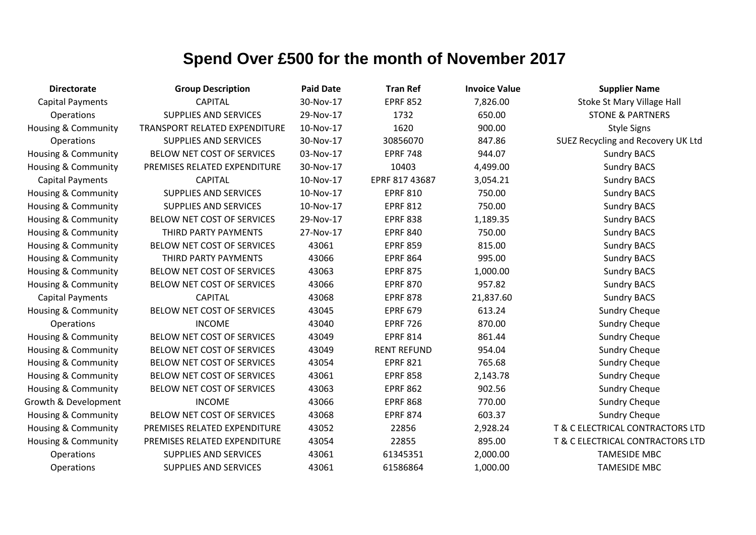# Spend Over £500 for the month of November 2017

| Directorate | Group Description | Paid Date | Tran Ref | Invoice Value | Supplier Name |
|---|---|---|---|---|---|
| Capital Payments | CAPITAL | 30-Nov-17 | EPRF 852 | 7,826.00 | Stoke St Mary Village Hall |
| Operations | SUPPLIES AND SERVICES | 29-Nov-17 | 1732 | 650.00 | STONE & PARTNERS |
| Housing & Community | TRANSPORT RELATED EXPENDITURE | 10-Nov-17 | 1620 | 900.00 | Style Signs |
| Operations | SUPPLIES AND SERVICES | 30-Nov-17 | 30856070 | 847.86 | SUEZ Recycling and Recovery UK Ltd |
| Housing & Community | BELOW NET COST OF SERVICES | 03-Nov-17 | EPRF 748 | 944.07 | Sundry BACS |
| Housing & Community | PREMISES RELATED EXPENDITURE | 30-Nov-17 | 10403 | 4,499.00 | Sundry BACS |
| Capital Payments | CAPITAL | 10-Nov-17 | EPRF 817 43687 | 3,054.21 | Sundry BACS |
| Housing & Community | SUPPLIES AND SERVICES | 10-Nov-17 | EPRF 810 | 750.00 | Sundry BACS |
| Housing & Community | SUPPLIES AND SERVICES | 10-Nov-17 | EPRF 812 | 750.00 | Sundry BACS |
| Housing & Community | BELOW NET COST OF SERVICES | 29-Nov-17 | EPRF 838 | 1,189.35 | Sundry BACS |
| Housing & Community | THIRD PARTY PAYMENTS | 27-Nov-17 | EPRF 840 | 750.00 | Sundry BACS |
| Housing & Community | BELOW NET COST OF SERVICES | 43061 | EPRF 859 | 815.00 | Sundry BACS |
| Housing & Community | THIRD PARTY PAYMENTS | 43066 | EPRF 864 | 995.00 | Sundry BACS |
| Housing & Community | BELOW NET COST OF SERVICES | 43063 | EPRF 875 | 1,000.00 | Sundry BACS |
| Housing & Community | BELOW NET COST OF SERVICES | 43066 | EPRF 870 | 957.82 | Sundry BACS |
| Capital Payments | CAPITAL | 43068 | EPRF 878 | 21,837.60 | Sundry BACS |
| Housing & Community | BELOW NET COST OF SERVICES | 43045 | EPRF 679 | 613.24 | Sundry Cheque |
| Operations | INCOME | 43040 | EPRF 726 | 870.00 | Sundry Cheque |
| Housing & Community | BELOW NET COST OF SERVICES | 43049 | EPRF 814 | 861.44 | Sundry Cheque |
| Housing & Community | BELOW NET COST OF SERVICES | 43049 | RENT REFUND | 954.04 | Sundry Cheque |
| Housing & Community | BELOW NET COST OF SERVICES | 43054 | EPRF 821 | 765.68 | Sundry Cheque |
| Housing & Community | BELOW NET COST OF SERVICES | 43061 | EPRF 858 | 2,143.78 | Sundry Cheque |
| Housing & Community | BELOW NET COST OF SERVICES | 43063 | EPRF 862 | 902.56 | Sundry Cheque |
| Growth & Development | INCOME | 43066 | EPRF 868 | 770.00 | Sundry Cheque |
| Housing & Community | BELOW NET COST OF SERVICES | 43068 | EPRF 874 | 603.37 | Sundry Cheque |
| Housing & Community | PREMISES RELATED EXPENDITURE | 43052 | 22856 | 2,928.24 | T & C ELECTRICAL CONTRACTORS LTD |
| Housing & Community | PREMISES RELATED EXPENDITURE | 43054 | 22855 | 895.00 | T & C ELECTRICAL CONTRACTORS LTD |
| Operations | SUPPLIES AND SERVICES | 43061 | 61345351 | 2,000.00 | TAMESIDE MBC |
| Operations | SUPPLIES AND SERVICES | 43061 | 61586864 | 1,000.00 | TAMESIDE MBC |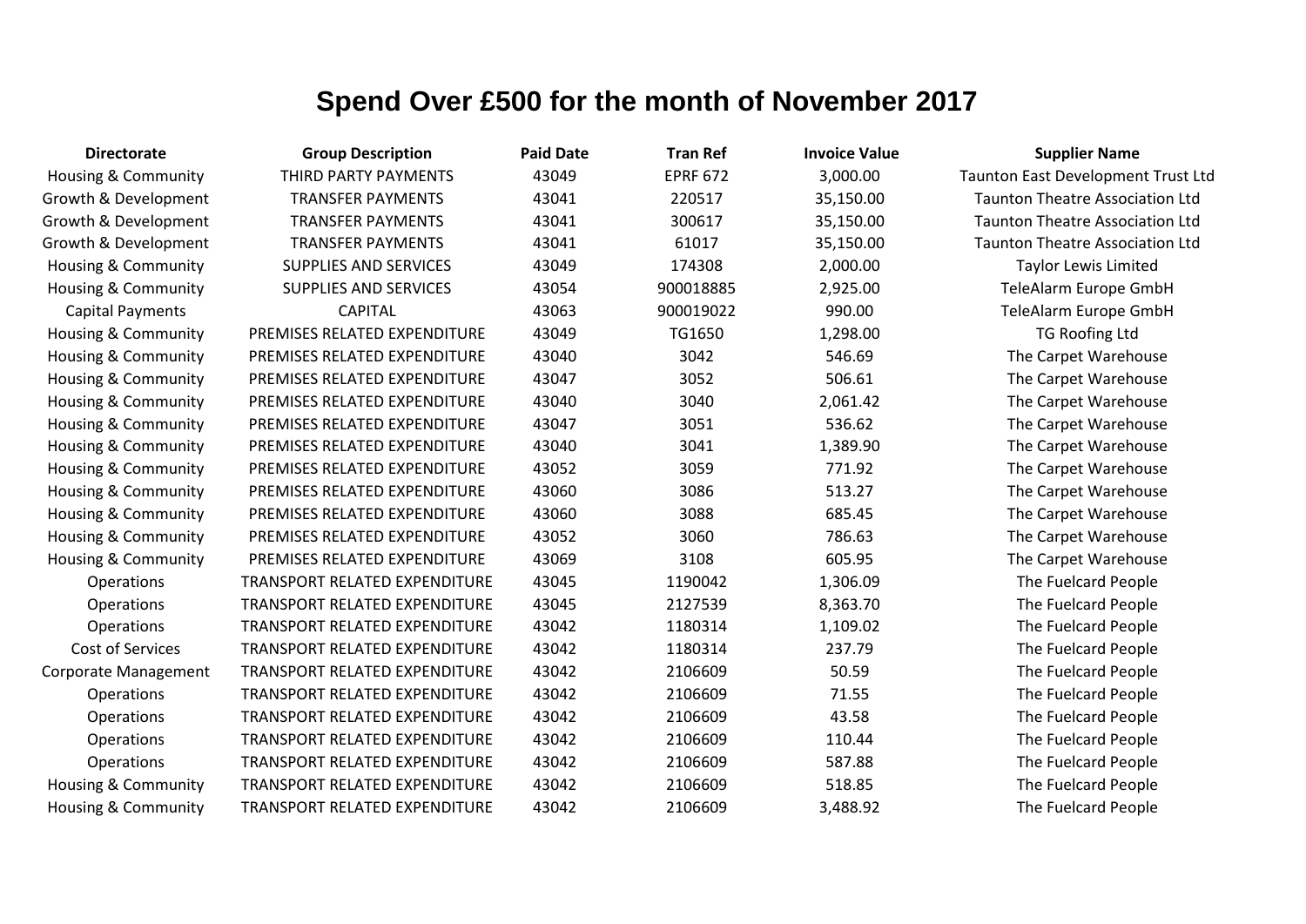# Spend Over £500 for the month of November 2017

| Directorate | Group Description | Paid Date | Tran Ref | Invoice Value | Supplier Name |
|---|---|---|---|---|---|
| Housing & Community | THIRD PARTY PAYMENTS | 43049 | EPRF 672 | 3,000.00 | Taunton East Development Trust Ltd |
| Growth & Development | TRANSFER PAYMENTS | 43041 | 220517 | 35,150.00 | Taunton Theatre Association Ltd |
| Growth & Development | TRANSFER PAYMENTS | 43041 | 300617 | 35,150.00 | Taunton Theatre Association Ltd |
| Growth & Development | TRANSFER PAYMENTS | 43041 | 61017 | 35,150.00 | Taunton Theatre Association Ltd |
| Housing & Community | SUPPLIES AND SERVICES | 43049 | 174308 | 2,000.00 | Taylor Lewis Limited |
| Housing & Community | SUPPLIES AND SERVICES | 43054 | 900018885 | 2,925.00 | TeleAlarm Europe GmbH |
| Capital Payments | CAPITAL | 43063 | 900019022 | 990.00 | TeleAlarm Europe GmbH |
| Housing & Community | PREMISES RELATED EXPENDITURE | 43049 | TG1650 | 1,298.00 | TG Roofing Ltd |
| Housing & Community | PREMISES RELATED EXPENDITURE | 43040 | 3042 | 546.69 | The Carpet Warehouse |
| Housing & Community | PREMISES RELATED EXPENDITURE | 43047 | 3052 | 506.61 | The Carpet Warehouse |
| Housing & Community | PREMISES RELATED EXPENDITURE | 43040 | 3040 | 2,061.42 | The Carpet Warehouse |
| Housing & Community | PREMISES RELATED EXPENDITURE | 43047 | 3051 | 536.62 | The Carpet Warehouse |
| Housing & Community | PREMISES RELATED EXPENDITURE | 43040 | 3041 | 1,389.90 | The Carpet Warehouse |
| Housing & Community | PREMISES RELATED EXPENDITURE | 43052 | 3059 | 771.92 | The Carpet Warehouse |
| Housing & Community | PREMISES RELATED EXPENDITURE | 43060 | 3086 | 513.27 | The Carpet Warehouse |
| Housing & Community | PREMISES RELATED EXPENDITURE | 43060 | 3088 | 685.45 | The Carpet Warehouse |
| Housing & Community | PREMISES RELATED EXPENDITURE | 43052 | 3060 | 786.63 | The Carpet Warehouse |
| Housing & Community | PREMISES RELATED EXPENDITURE | 43069 | 3108 | 605.95 | The Carpet Warehouse |
| Operations | TRANSPORT RELATED EXPENDITURE | 43045 | 1190042 | 1,306.09 | The Fuelcard People |
| Operations | TRANSPORT RELATED EXPENDITURE | 43045 | 2127539 | 8,363.70 | The Fuelcard People |
| Operations | TRANSPORT RELATED EXPENDITURE | 43042 | 1180314 | 1,109.02 | The Fuelcard People |
| Cost of Services | TRANSPORT RELATED EXPENDITURE | 43042 | 1180314 | 237.79 | The Fuelcard People |
| Corporate Management | TRANSPORT RELATED EXPENDITURE | 43042 | 2106609 | 50.59 | The Fuelcard People |
| Operations | TRANSPORT RELATED EXPENDITURE | 43042 | 2106609 | 71.55 | The Fuelcard People |
| Operations | TRANSPORT RELATED EXPENDITURE | 43042 | 2106609 | 43.58 | The Fuelcard People |
| Operations | TRANSPORT RELATED EXPENDITURE | 43042 | 2106609 | 110.44 | The Fuelcard People |
| Operations | TRANSPORT RELATED EXPENDITURE | 43042 | 2106609 | 587.88 | The Fuelcard People |
| Housing & Community | TRANSPORT RELATED EXPENDITURE | 43042 | 2106609 | 518.85 | The Fuelcard People |
| Housing & Community | TRANSPORT RELATED EXPENDITURE | 43042 | 2106609 | 3,488.92 | The Fuelcard People |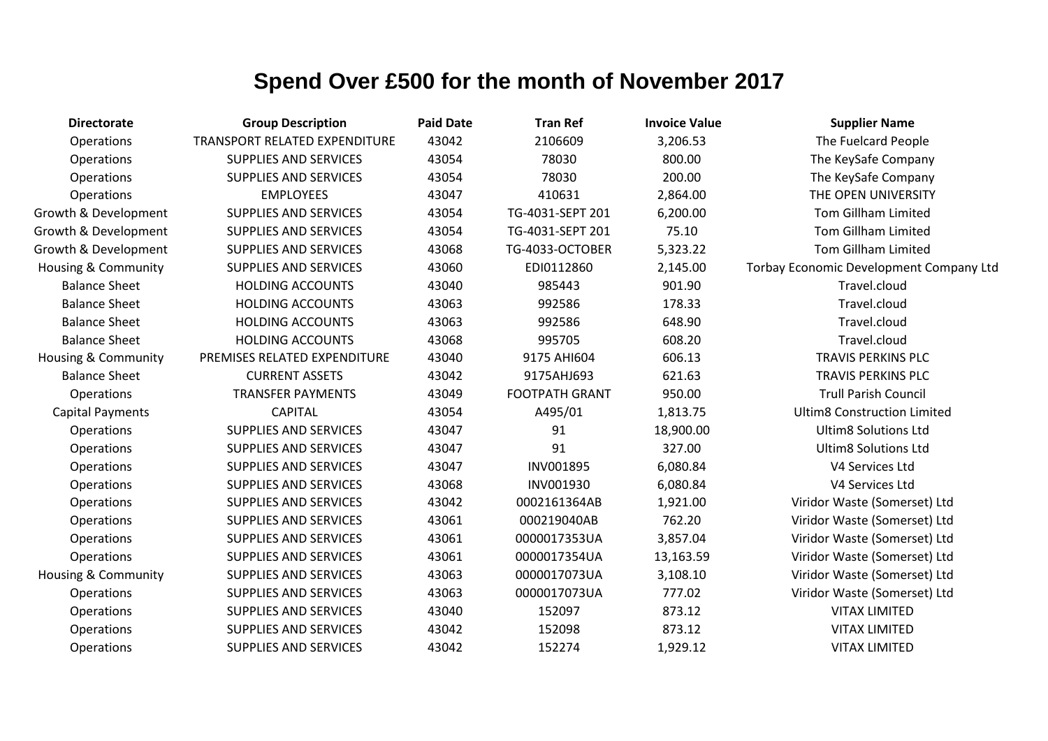# Spend Over £500 for the month of November 2017

| Directorate | Group Description | Paid Date | Tran Ref | Invoice Value | Supplier Name |
|---|---|---|---|---|---|
| Operations | TRANSPORT RELATED EXPENDITURE | 43042 | 2106609 | 3,206.53 | The Fuelcard People |
| Operations | SUPPLIES AND SERVICES | 43054 | 78030 | 800.00 | The KeySafe Company |
| Operations | SUPPLIES AND SERVICES | 43054 | 78030 | 200.00 | The KeySafe Company |
| Operations | EMPLOYEES | 43047 | 410631 | 2,864.00 | THE OPEN UNIVERSITY |
| Growth & Development | SUPPLIES AND SERVICES | 43054 | TG-4031-SEPT 201 | 6,200.00 | Tom Gillham Limited |
| Growth & Development | SUPPLIES AND SERVICES | 43054 | TG-4031-SEPT 201 | 75.10 | Tom Gillham Limited |
| Growth & Development | SUPPLIES AND SERVICES | 43068 | TG-4033-OCTOBER | 5,323.22 | Tom Gillham Limited |
| Housing & Community | SUPPLIES AND SERVICES | 43060 | EDI0112860 | 2,145.00 | Torbay Economic Development Company Ltd |
| Balance Sheet | HOLDING ACCOUNTS | 43040 | 985443 | 901.90 | Travel.cloud |
| Balance Sheet | HOLDING ACCOUNTS | 43063 | 992586 | 178.33 | Travel.cloud |
| Balance Sheet | HOLDING ACCOUNTS | 43063 | 992586 | 648.90 | Travel.cloud |
| Balance Sheet | HOLDING ACCOUNTS | 43068 | 995705 | 608.20 | Travel.cloud |
| Housing & Community | PREMISES RELATED EXPENDITURE | 43040 | 9175 AHI604 | 606.13 | TRAVIS PERKINS PLC |
| Balance Sheet | CURRENT ASSETS | 43042 | 9175AHJ693 | 621.63 | TRAVIS PERKINS PLC |
| Operations | TRANSFER PAYMENTS | 43049 | FOOTPATH GRANT | 950.00 | Trull Parish Council |
| Capital Payments | CAPITAL | 43054 | A495/01 | 1,813.75 | Ultim8 Construction Limited |
| Operations | SUPPLIES AND SERVICES | 43047 | 91 | 18,900.00 | Ultim8 Solutions Ltd |
| Operations | SUPPLIES AND SERVICES | 43047 | 91 | 327.00 | Ultim8 Solutions Ltd |
| Operations | SUPPLIES AND SERVICES | 43047 | INV001895 | 6,080.84 | V4 Services Ltd |
| Operations | SUPPLIES AND SERVICES | 43068 | INV001930 | 6,080.84 | V4 Services Ltd |
| Operations | SUPPLIES AND SERVICES | 43042 | 0002161364AB | 1,921.00 | Viridor Waste (Somerset) Ltd |
| Operations | SUPPLIES AND SERVICES | 43061 | 000219040AB | 762.20 | Viridor Waste (Somerset) Ltd |
| Operations | SUPPLIES AND SERVICES | 43061 | 0000017353UA | 3,857.04 | Viridor Waste (Somerset) Ltd |
| Operations | SUPPLIES AND SERVICES | 43061 | 0000017354UA | 13,163.59 | Viridor Waste (Somerset) Ltd |
| Housing & Community | SUPPLIES AND SERVICES | 43063 | 0000017073UA | 3,108.10 | Viridor Waste (Somerset) Ltd |
| Operations | SUPPLIES AND SERVICES | 43063 | 0000017073UA | 777.02 | Viridor Waste (Somerset) Ltd |
| Operations | SUPPLIES AND SERVICES | 43040 | 152097 | 873.12 | VITAX LIMITED |
| Operations | SUPPLIES AND SERVICES | 43042 | 152098 | 873.12 | VITAX LIMITED |
| Operations | SUPPLIES AND SERVICES | 43042 | 152274 | 1,929.12 | VITAX LIMITED |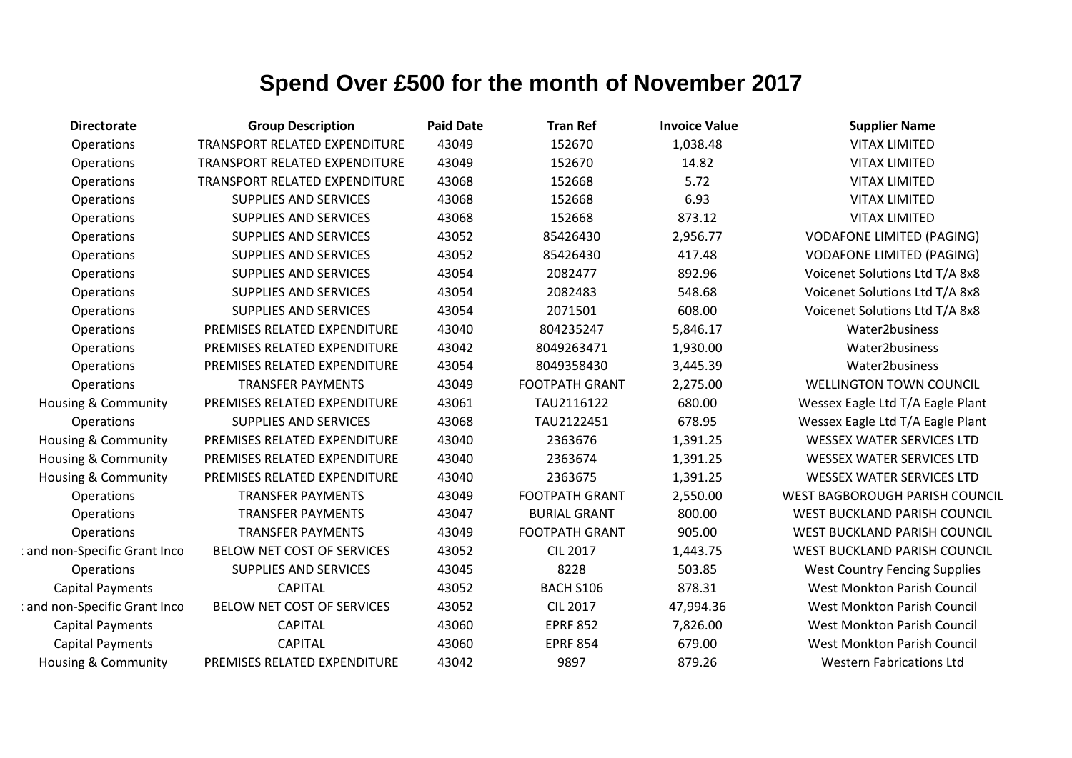# Spend Over £500 for the month of November 2017

| Directorate | Group Description | Paid Date | Tran Ref | Invoice Value | Supplier Name |
|---|---|---|---|---|---|
| Operations | TRANSPORT RELATED EXPENDITURE | 43049 | 152670 | 1,038.48 | VITAX LIMITED |
| Operations | TRANSPORT RELATED EXPENDITURE | 43049 | 152670 | 14.82 | VITAX LIMITED |
| Operations | TRANSPORT RELATED EXPENDITURE | 43068 | 152668 | 5.72 | VITAX LIMITED |
| Operations | SUPPLIES AND SERVICES | 43068 | 152668 | 6.93 | VITAX LIMITED |
| Operations | SUPPLIES AND SERVICES | 43068 | 152668 | 873.12 | VITAX LIMITED |
| Operations | SUPPLIES AND SERVICES | 43052 | 85426430 | 2,956.77 | VODAFONE LIMITED (PAGING) |
| Operations | SUPPLIES AND SERVICES | 43052 | 85426430 | 417.48 | VODAFONE LIMITED (PAGING) |
| Operations | SUPPLIES AND SERVICES | 43054 | 2082477 | 892.96 | Voicenet Solutions Ltd T/A 8x8 |
| Operations | SUPPLIES AND SERVICES | 43054 | 2082483 | 548.68 | Voicenet Solutions Ltd T/A 8x8 |
| Operations | SUPPLIES AND SERVICES | 43054 | 2071501 | 608.00 | Voicenet Solutions Ltd T/A 8x8 |
| Operations | PREMISES RELATED EXPENDITURE | 43040 | 804235247 | 5,846.17 | Water2business |
| Operations | PREMISES RELATED EXPENDITURE | 43042 | 8049263471 | 1,930.00 | Water2business |
| Operations | PREMISES RELATED EXPENDITURE | 43054 | 8049358430 | 3,445.39 | Water2business |
| Operations | TRANSFER PAYMENTS | 43049 | FOOTPATH GRANT | 2,275.00 | WELLINGTON TOWN COUNCIL |
| Housing & Community | PREMISES RELATED EXPENDITURE | 43061 | TAU2116122 | 680.00 | Wessex Eagle Ltd T/A Eagle Plant |
| Operations | SUPPLIES AND SERVICES | 43068 | TAU2122451 | 678.95 | Wessex Eagle Ltd T/A Eagle Plant |
| Housing & Community | PREMISES RELATED EXPENDITURE | 43040 | 2363676 | 1,391.25 | WESSEX WATER SERVICES LTD |
| Housing & Community | PREMISES RELATED EXPENDITURE | 43040 | 2363674 | 1,391.25 | WESSEX WATER SERVICES LTD |
| Housing & Community | PREMISES RELATED EXPENDITURE | 43040 | 2363675 | 1,391.25 | WESSEX WATER SERVICES LTD |
| Operations | TRANSFER PAYMENTS | 43049 | FOOTPATH GRANT | 2,550.00 | WEST BAGBOROUGH PARISH COUNCIL |
| Operations | TRANSFER PAYMENTS | 43047 | BURIAL GRANT | 800.00 | WEST BUCKLAND PARISH COUNCIL |
| Operations | TRANSFER PAYMENTS | 43049 | FOOTPATH GRANT | 905.00 | WEST BUCKLAND PARISH COUNCIL |
| : and non-Specific Grant Inco | BELOW NET COST OF SERVICES | 43052 | CIL 2017 | 1,443.75 | WEST BUCKLAND PARISH COUNCIL |
| Operations | SUPPLIES AND SERVICES | 43045 | 8228 | 503.85 | West Country Fencing Supplies |
| Capital Payments | CAPITAL | 43052 | BACH S106 | 878.31 | West Monkton Parish Council |
| : and non-Specific Grant Inco | BELOW NET COST OF SERVICES | 43052 | CIL 2017 | 47,994.36 | West Monkton Parish Council |
| Capital Payments | CAPITAL | 43060 | EPRF 852 | 7,826.00 | West Monkton Parish Council |
| Capital Payments | CAPITAL | 43060 | EPRF 854 | 679.00 | West Monkton Parish Council |
| Housing & Community | PREMISES RELATED EXPENDITURE | 43042 | 9897 | 879.26 | Western Fabrications Ltd |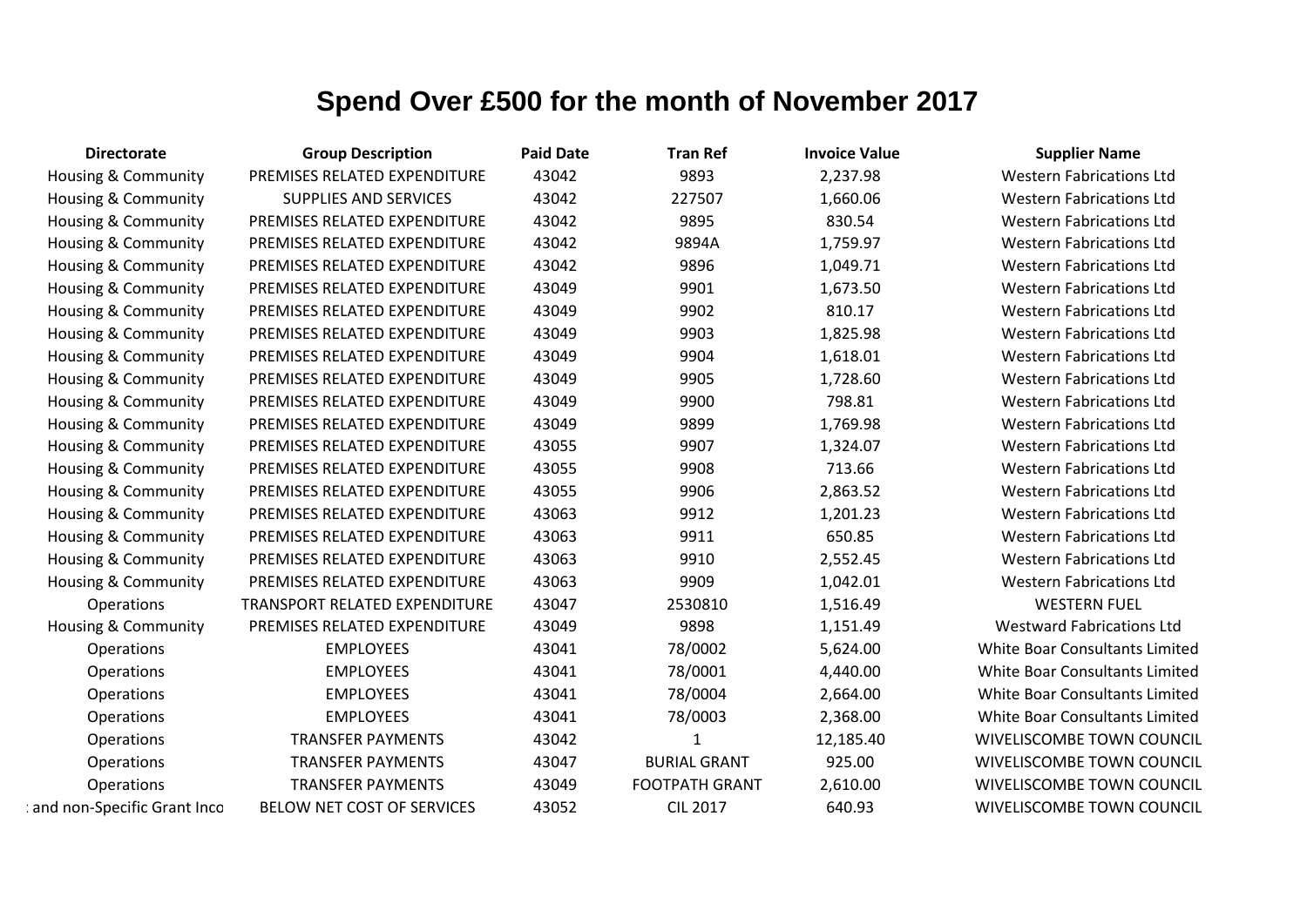# Spend Over £500 for the month of November 2017

| Directorate | Group Description | Paid Date | Tran Ref | Invoice Value | Supplier Name |
|---|---|---|---|---|---|
| Housing & Community | PREMISES RELATED EXPENDITURE | 43042 | 9893 | 2,237.98 | Western Fabrications Ltd |
| Housing & Community | SUPPLIES AND SERVICES | 43042 | 227507 | 1,660.06 | Western Fabrications Ltd |
| Housing & Community | PREMISES RELATED EXPENDITURE | 43042 | 9895 | 830.54 | Western Fabrications Ltd |
| Housing & Community | PREMISES RELATED EXPENDITURE | 43042 | 9894A | 1,759.97 | Western Fabrications Ltd |
| Housing & Community | PREMISES RELATED EXPENDITURE | 43042 | 9896 | 1,049.71 | Western Fabrications Ltd |
| Housing & Community | PREMISES RELATED EXPENDITURE | 43049 | 9901 | 1,673.50 | Western Fabrications Ltd |
| Housing & Community | PREMISES RELATED EXPENDITURE | 43049 | 9902 | 810.17 | Western Fabrications Ltd |
| Housing & Community | PREMISES RELATED EXPENDITURE | 43049 | 9903 | 1,825.98 | Western Fabrications Ltd |
| Housing & Community | PREMISES RELATED EXPENDITURE | 43049 | 9904 | 1,618.01 | Western Fabrications Ltd |
| Housing & Community | PREMISES RELATED EXPENDITURE | 43049 | 9905 | 1,728.60 | Western Fabrications Ltd |
| Housing & Community | PREMISES RELATED EXPENDITURE | 43049 | 9900 | 798.81 | Western Fabrications Ltd |
| Housing & Community | PREMISES RELATED EXPENDITURE | 43049 | 9899 | 1,769.98 | Western Fabrications Ltd |
| Housing & Community | PREMISES RELATED EXPENDITURE | 43055 | 9907 | 1,324.07 | Western Fabrications Ltd |
| Housing & Community | PREMISES RELATED EXPENDITURE | 43055 | 9908 | 713.66 | Western Fabrications Ltd |
| Housing & Community | PREMISES RELATED EXPENDITURE | 43055 | 9906 | 2,863.52 | Western Fabrications Ltd |
| Housing & Community | PREMISES RELATED EXPENDITURE | 43063 | 9912 | 1,201.23 | Western Fabrications Ltd |
| Housing & Community | PREMISES RELATED EXPENDITURE | 43063 | 9911 | 650.85 | Western Fabrications Ltd |
| Housing & Community | PREMISES RELATED EXPENDITURE | 43063 | 9910 | 2,552.45 | Western Fabrications Ltd |
| Housing & Community | PREMISES RELATED EXPENDITURE | 43063 | 9909 | 1,042.01 | Western Fabrications Ltd |
| Operations | TRANSPORT RELATED EXPENDITURE | 43047 | 2530810 | 1,516.49 | WESTERN FUEL |
| Housing & Community | PREMISES RELATED EXPENDITURE | 43049 | 9898 | 1,151.49 | Westward Fabrications Ltd |
| Operations | EMPLOYEES | 43041 | 78/0002 | 5,624.00 | White Boar Consultants Limited |
| Operations | EMPLOYEES | 43041 | 78/0001 | 4,440.00 | White Boar Consultants Limited |
| Operations | EMPLOYEES | 43041 | 78/0004 | 2,664.00 | White Boar Consultants Limited |
| Operations | EMPLOYEES | 43041 | 78/0003 | 2,368.00 | White Boar Consultants Limited |
| Operations | TRANSFER PAYMENTS | 43042 | 1 | 12,185.40 | WIVELISCOMBE TOWN COUNCIL |
| Operations | TRANSFER PAYMENTS | 43047 | BURIAL GRANT | 925.00 | WIVELISCOMBE TOWN COUNCIL |
| Operations | TRANSFER PAYMENTS | 43049 | FOOTPATH GRANT | 2,610.00 | WIVELISCOMBE TOWN COUNCIL |
| : and non-Specific Grant Inco | BELOW NET COST OF SERVICES | 43052 | CIL 2017 | 640.93 | WIVELISCOMBE TOWN COUNCIL |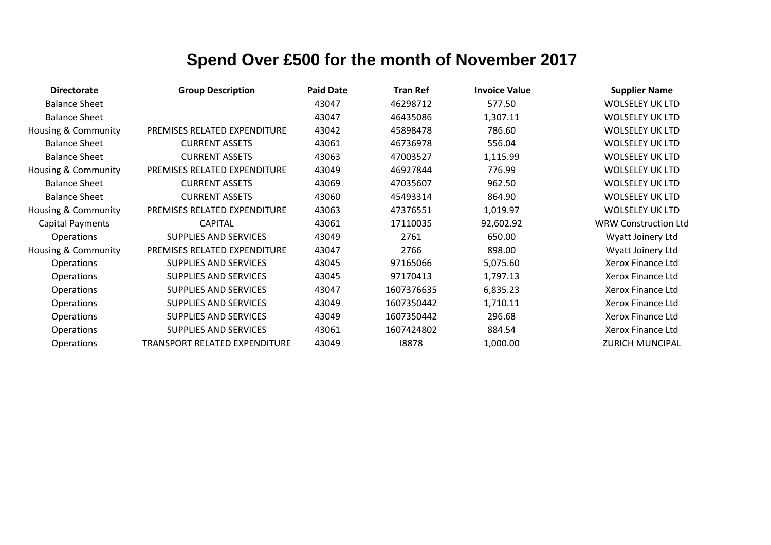# Spend Over £500 for the month of November 2017

| Directorate | Group Description | Paid Date | Tran Ref | Invoice Value | Supplier Name |
|---|---|---|---|---|---|
| Balance Sheet | | 43047 | 46298712 | 577.50 | WOLSELEY UK LTD |
| Balance Sheet | | 43047 | 46435086 | 1,307.11 | WOLSELEY UK LTD |
| Housing & Community | PREMISES RELATED EXPENDITURE | 43042 | 45898478 | 786.60 | WOLSELEY UK LTD |
| Balance Sheet | CURRENT ASSETS | 43061 | 46736978 | 556.04 | WOLSELEY UK LTD |
| Balance Sheet | CURRENT ASSETS | 43063 | 47003527 | 1,115.99 | WOLSELEY UK LTD |
| Housing & Community | PREMISES RELATED EXPENDITURE | 43049 | 46927844 | 776.99 | WOLSELEY UK LTD |
| Balance Sheet | CURRENT ASSETS | 43069 | 47035607 | 962.50 | WOLSELEY UK LTD |
| Balance Sheet | CURRENT ASSETS | 43060 | 45493314 | 864.90 | WOLSELEY UK LTD |
| Housing & Community | PREMISES RELATED EXPENDITURE | 43063 | 47376551 | 1,019.97 | WOLSELEY UK LTD |
| Capital Payments | CAPITAL | 43061 | 17110035 | 92,602.92 | WRW Construction Ltd |
| Operations | SUPPLIES AND SERVICES | 43049 | 2761 | 650.00 | Wyatt Joinery Ltd |
| Housing & Community | PREMISES RELATED EXPENDITURE | 43047 | 2766 | 898.00 | Wyatt Joinery Ltd |
| Operations | SUPPLIES AND SERVICES | 43045 | 97165066 | 5,075.60 | Xerox Finance Ltd |
| Operations | SUPPLIES AND SERVICES | 43045 | 97170413 | 1,797.13 | Xerox Finance Ltd |
| Operations | SUPPLIES AND SERVICES | 43047 | 1607376635 | 6,835.23 | Xerox Finance Ltd |
| Operations | SUPPLIES AND SERVICES | 43049 | 1607350442 | 1,710.11 | Xerox Finance Ltd |
| Operations | SUPPLIES AND SERVICES | 43049 | 1607350442 | 296.68 | Xerox Finance Ltd |
| Operations | SUPPLIES AND SERVICES | 43061 | 1607424802 | 884.54 | Xerox Finance Ltd |
| Operations | TRANSPORT RELATED EXPENDITURE | 43049 | I8878 | 1,000.00 | ZURICH MUNCIPAL |